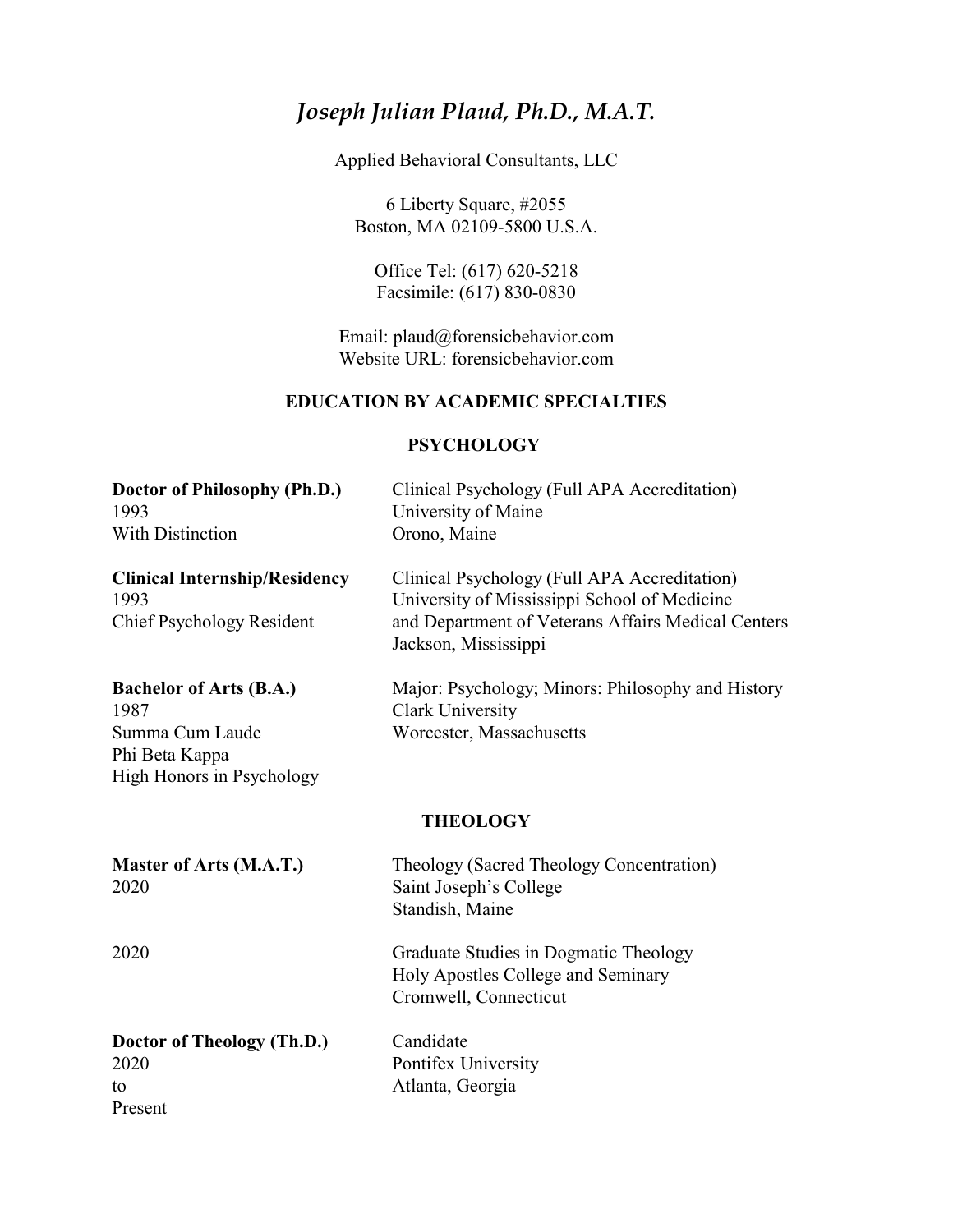# *Joseph Julian Plaud, Ph.D., M.A.T.*

Applied Behavioral Consultants, LLC

6 Liberty Square, #2055
Boston, MA 02109-5800 U.S.A.

Office Tel: (617) 620-5218
Facsimile: (617) 830-0830

Email: plaud@forensicbehavior.com
Website URL: forensicbehavior.com

## EDUCATION BY ACADEMIC SPECIALTIES

### PSYCHOLOGY

**Doctor of Philosophy (Ph.D.)**
1993
With Distinction

Clinical Psychology (Full APA Accreditation)
University of Maine
Orono, Maine

**Clinical Internship/Residency**
1993
Chief Psychology Resident

Clinical Psychology (Full APA Accreditation)
University of Mississippi School of Medicine
and Department of Veterans Affairs Medical Centers
Jackson, Mississippi

**Bachelor of Arts (B.A.)**
1987
Summa Cum Laude
Phi Beta Kappa
High Honors in Psychology

Major: Psychology; Minors: Philosophy and History
Clark University
Worcester, Massachusetts

### THEOLOGY

**Master of Arts (M.A.T.)**
2020

Theology (Sacred Theology Concentration)
Saint Joseph's College
Standish, Maine

2020

Graduate Studies in Dogmatic Theology
Holy Apostles College and Seminary
Cromwell, Connecticut

**Doctor of Theology (Th.D.)**
2020
to
Present

Candidate
Pontifex University
Atlanta, Georgia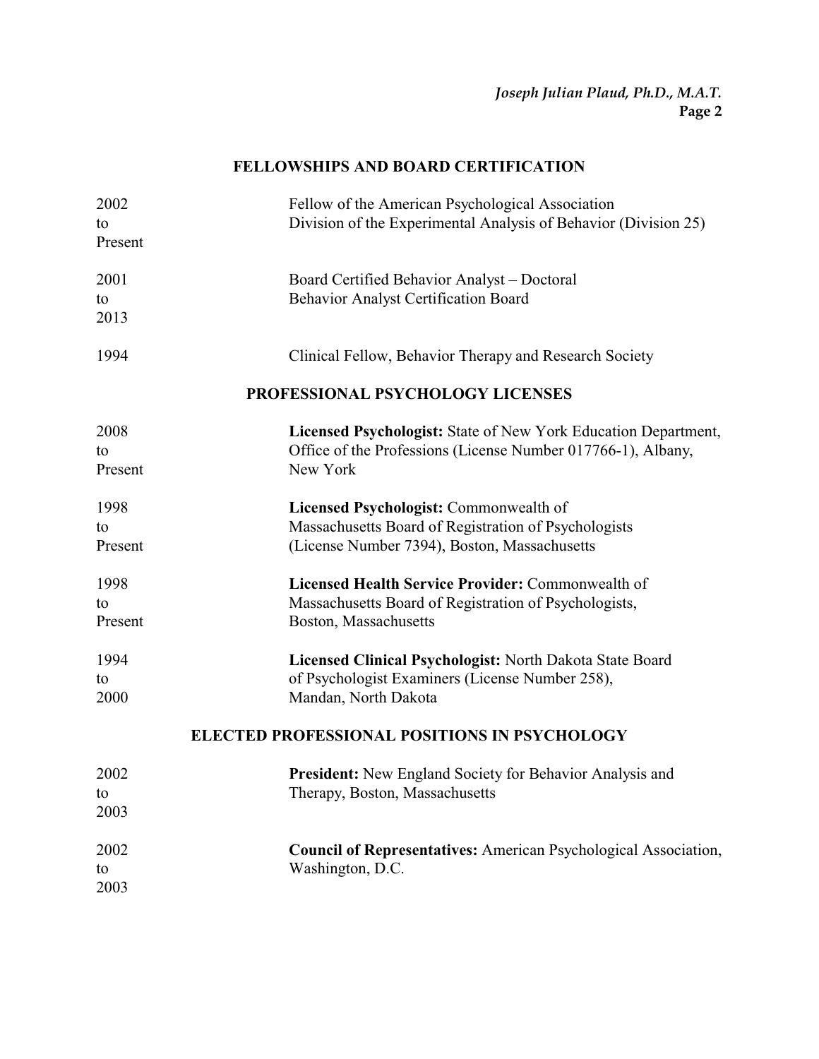## FELLOWSHIPS AND BOARD CERTIFICATION

| | |
|---|---|
| 2002 to Present | Fellow of the American Psychological Association<br>Division of the Experimental Analysis of Behavior (Division 25) |
| 2001 to 2013 | Board Certified Behavior Analyst – Doctoral<br>Behavior Analyst Certification Board |
| 1994 | Clinical Fellow, Behavior Therapy and Research Society |

## PROFESSIONAL PSYCHOLOGY LICENSES

| | |
|---|---|
| 2008 to Present | **Licensed Psychologist:** State of New York Education Department, Office of the Professions (License Number 017766-1), Albany, New York |
| 1998 to Present | **Licensed Psychologist:** Commonwealth of Massachusetts Board of Registration of Psychologists (License Number 7394), Boston, Massachusetts |
| 1998 to Present | **Licensed Health Service Provider:** Commonwealth of Massachusetts Board of Registration of Psychologists, Boston, Massachusetts |
| 1994 to 2000 | **Licensed Clinical Psychologist:** North Dakota State Board of Psychologist Examiners (License Number 258), Mandan, North Dakota |

## ELECTED PROFESSIONAL POSITIONS IN PSYCHOLOGY

| | |
|---|---|
| 2002 to 2003 | **President:** New England Society for Behavior Analysis and Therapy, Boston, Massachusetts |
| 2002 to 2003 | **Council of Representatives:** American Psychological Association, Washington, D.C. |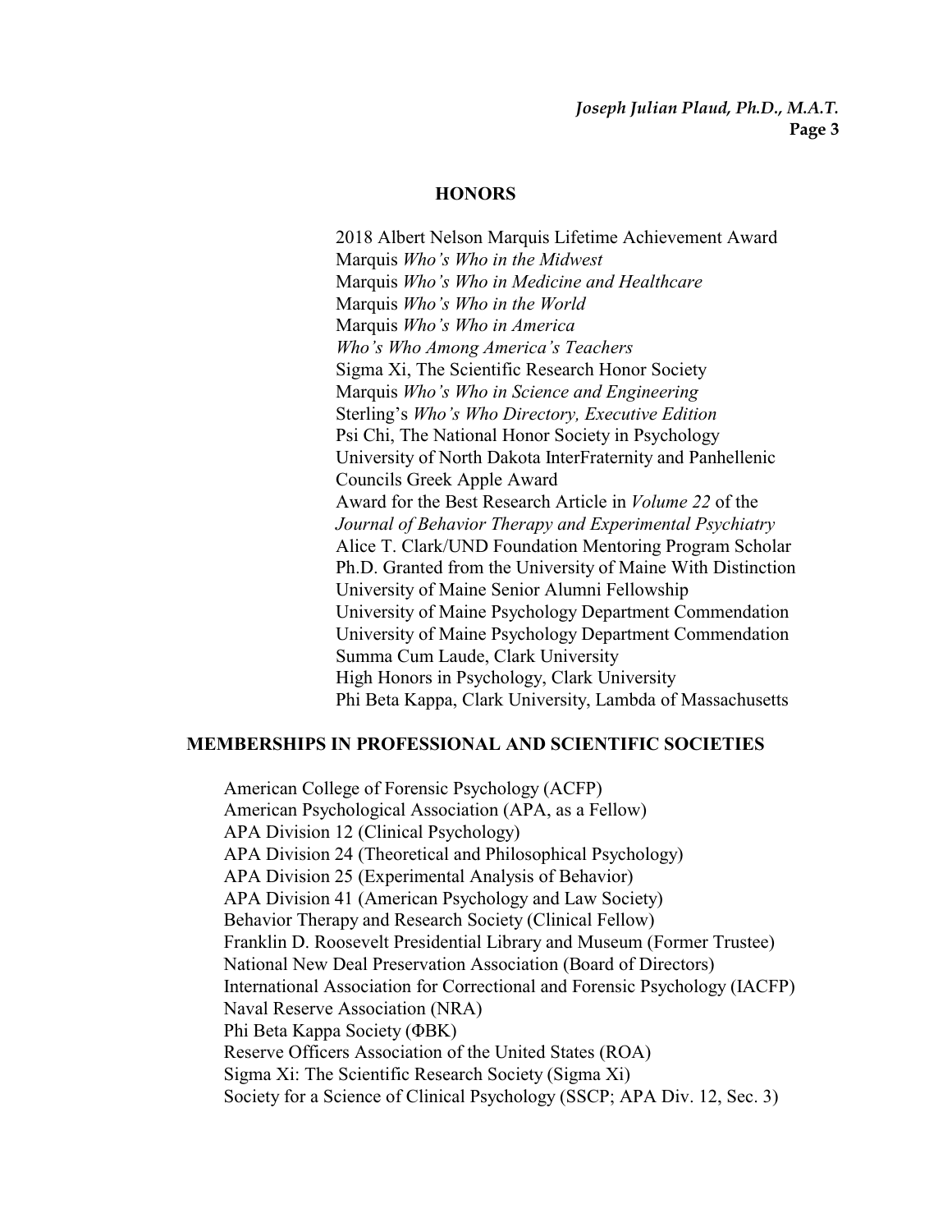## HONORS

2018 Albert Nelson Marquis Lifetime Achievement Award
Marquis *Who's Who in the Midwest*
Marquis *Who's Who in Medicine and Healthcare*
Marquis *Who's Who in the World*
Marquis *Who's Who in America*
*Who's Who Among America's Teachers*
Sigma Xi, The Scientific Research Honor Society
Marquis *Who's Who in Science and Engineering*
Sterling's *Who's Who Directory, Executive Edition*
Psi Chi, The National Honor Society in Psychology
University of North Dakota InterFraternity and Panhellenic Councils Greek Apple Award
Award for the Best Research Article in *Volume 22* of the *Journal of Behavior Therapy and Experimental Psychiatry*
Alice T. Clark/UND Foundation Mentoring Program Scholar
Ph.D. Granted from the University of Maine With Distinction
University of Maine Senior Alumni Fellowship
University of Maine Psychology Department Commendation
University of Maine Psychology Department Commendation
Summa Cum Laude, Clark University
High Honors in Psychology, Clark University
Phi Beta Kappa, Clark University, Lambda of Massachusetts

## MEMBERSHIPS IN PROFESSIONAL AND SCIENTIFIC SOCIETIES

American College of Forensic Psychology (ACFP)
American Psychological Association (APA, as a Fellow)
APA Division 12 (Clinical Psychology)
APA Division 24 (Theoretical and Philosophical Psychology)
APA Division 25 (Experimental Analysis of Behavior)
APA Division 41 (American Psychology and Law Society)
Behavior Therapy and Research Society (Clinical Fellow)
Franklin D. Roosevelt Presidential Library and Museum (Former Trustee)
National New Deal Preservation Association (Board of Directors)
International Association for Correctional and Forensic Psychology (IACFP)
Naval Reserve Association (NRA)
Phi Beta Kappa Society (ΦΒΚ)
Reserve Officers Association of the United States (ROA)
Sigma Xi: The Scientific Research Society (Sigma Xi)
Society for a Science of Clinical Psychology (SSCP; APA Div. 12, Sec. 3)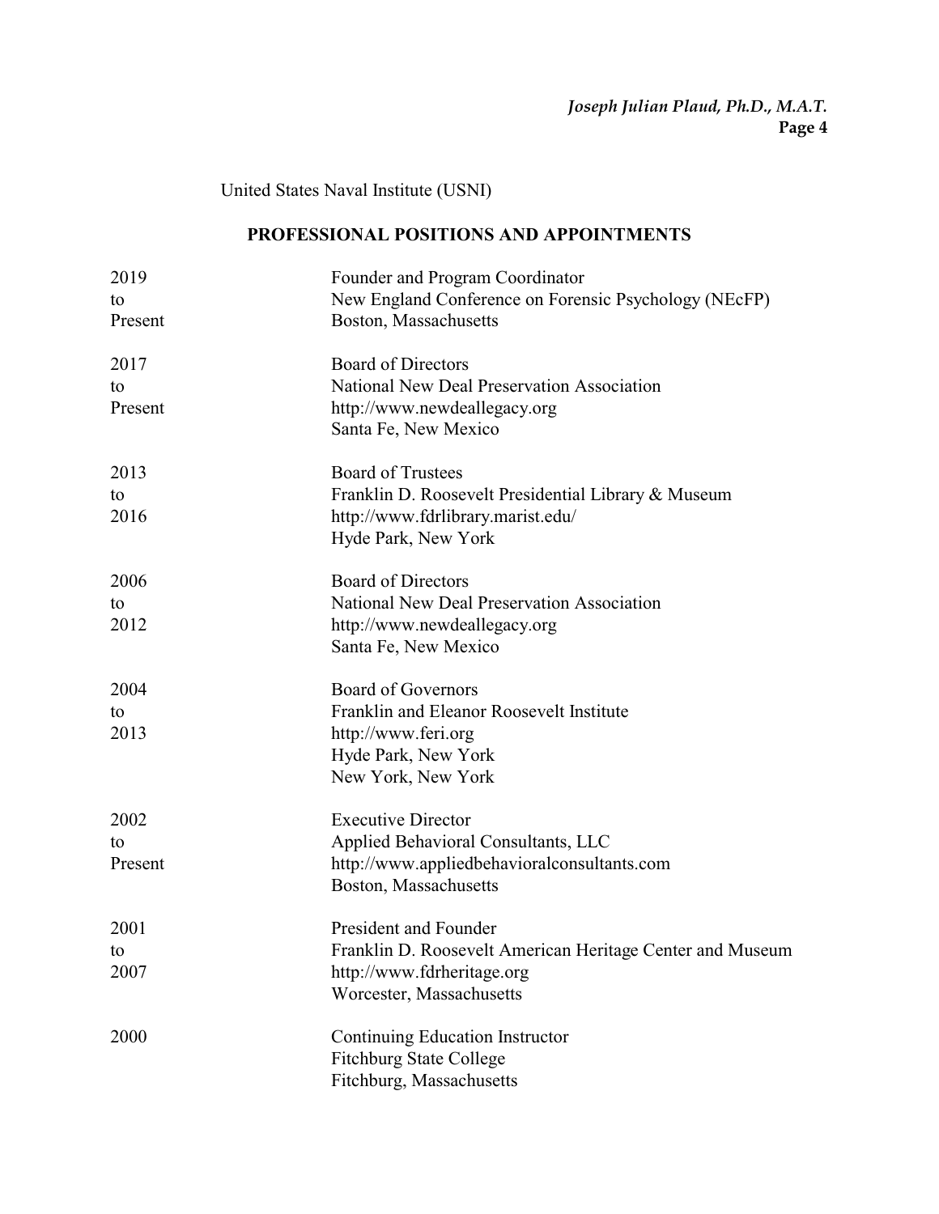United States Naval Institute (USNI)

## PROFESSIONAL POSITIONS AND APPOINTMENTS

| | |
|---|---|
| 2019 to Present | Founder and Program Coordinator<br>New England Conference on Forensic Psychology (NEcFP)<br>Boston, Massachusetts |
| 2017 to Present | Board of Directors<br>National New Deal Preservation Association<br>http://www.newdeallegacy.org<br>Santa Fe, New Mexico |
| 2013 to 2016 | Board of Trustees<br>Franklin D. Roosevelt Presidential Library & Museum<br>http://www.fdrlibrary.marist.edu/<br>Hyde Park, New York |
| 2006 to 2012 | Board of Directors<br>National New Deal Preservation Association<br>http://www.newdeallegacy.org<br>Santa Fe, New Mexico |
| 2004 to 2013 | Board of Governors<br>Franklin and Eleanor Roosevelt Institute<br>http://www.feri.org<br>Hyde Park, New York<br>New York, New York |
| 2002 to Present | Executive Director<br>Applied Behavioral Consultants, LLC<br>http://www.appliedbehavioralconsultants.com<br>Boston, Massachusetts |
| 2001 to 2007 | President and Founder<br>Franklin D. Roosevelt American Heritage Center and Museum<br>http://www.fdrheritage.org<br>Worcester, Massachusetts |
| 2000 | Continuing Education Instructor<br>Fitchburg State College<br>Fitchburg, Massachusetts |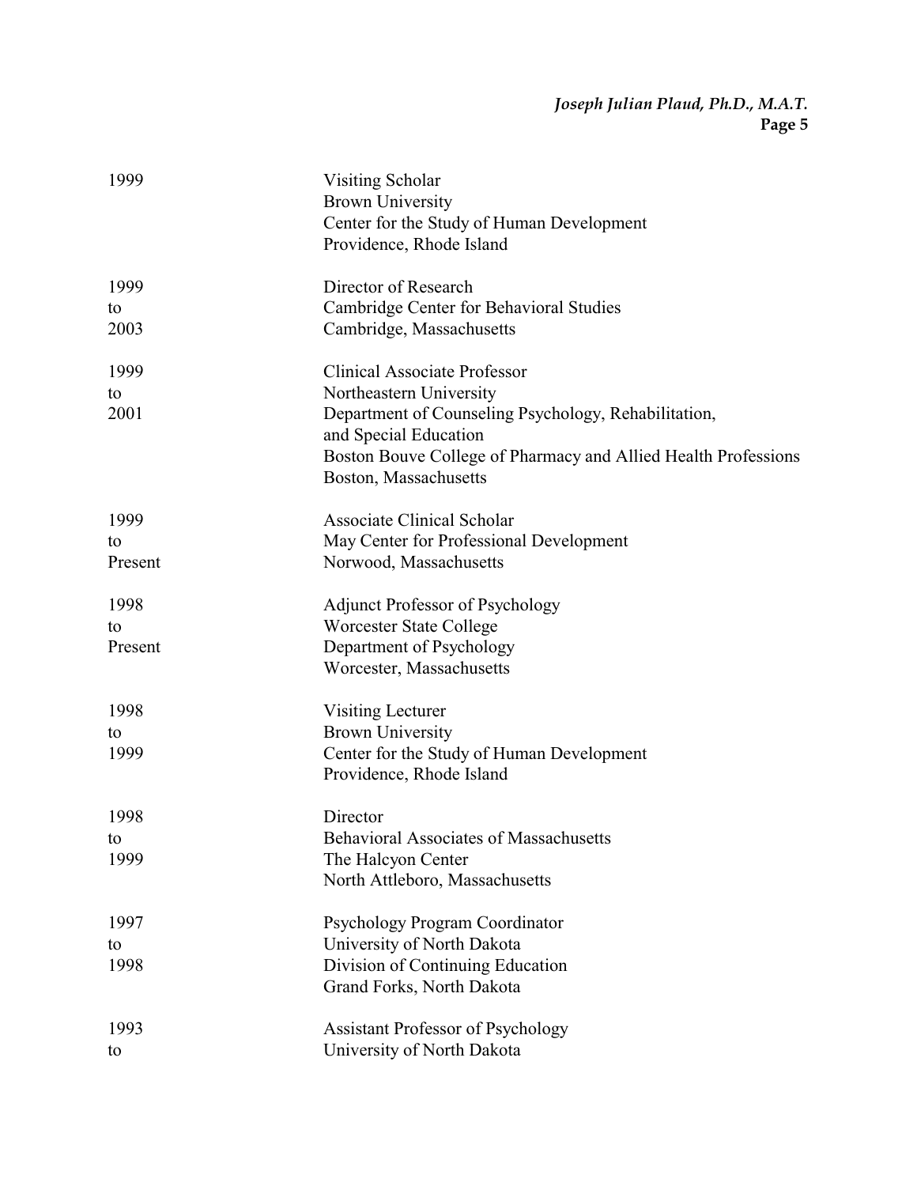| | |
|---|---|
| 1999 | Visiting Scholar<br>Brown University<br>Center for the Study of Human Development<br>Providence, Rhode Island |
| 1999<br>to<br>2003 | Director of Research<br>Cambridge Center for Behavioral Studies<br>Cambridge, Massachusetts |
| 1999<br>to<br>2001 | Clinical Associate Professor<br>Northeastern University<br>Department of Counseling Psychology, Rehabilitation,<br>and Special Education<br>Boston Bouve College of Pharmacy and Allied Health Professions<br>Boston, Massachusetts |
| 1999<br>to<br>Present | Associate Clinical Scholar<br>May Center for Professional Development<br>Norwood, Massachusetts |
| 1998<br>to<br>Present | Adjunct Professor of Psychology<br>Worcester State College<br>Department of Psychology<br>Worcester, Massachusetts |
| 1998<br>to<br>1999 | Visiting Lecturer<br>Brown University<br>Center for the Study of Human Development<br>Providence, Rhode Island |
| 1998<br>to<br>1999 | Director<br>Behavioral Associates of Massachusetts<br>The Halcyon Center<br>North Attleboro, Massachusetts |
| 1997<br>to<br>1998 | Psychology Program Coordinator<br>University of North Dakota<br>Division of Continuing Education<br>Grand Forks, North Dakota |
| 1993<br>to | Assistant Professor of Psychology<br>University of North Dakota |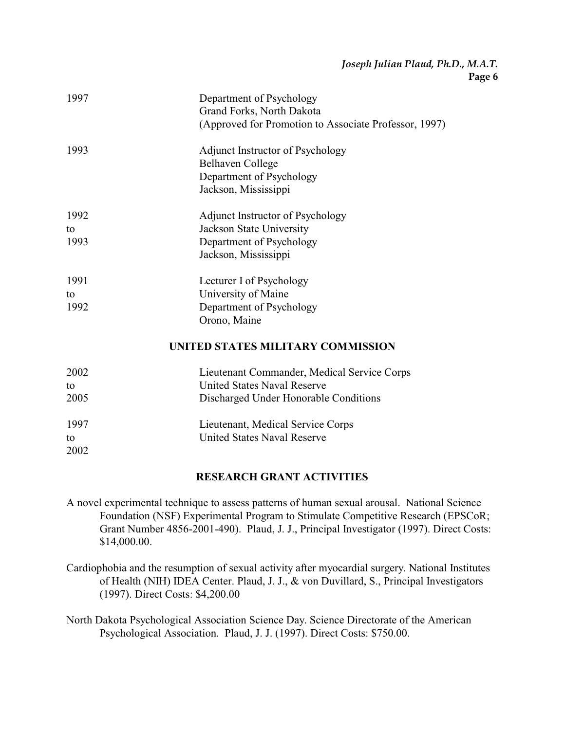| | |
|---|---|
| 1997 | Department of Psychology<br>Grand Forks, North Dakota<br>(Approved for Promotion to Associate Professor, 1997) |
| 1993 | Adjunct Instructor of Psychology<br>Belhaven College<br>Department of Psychology<br>Jackson, Mississippi |
| 1992 to 1993 | Adjunct Instructor of Psychology<br>Jackson State University<br>Department of Psychology<br>Jackson, Mississippi |
| 1991 to 1992 | Lecturer I of Psychology<br>University of Maine<br>Department of Psychology<br>Orono, Maine |

## UNITED STATES MILITARY COMMISSION

| | |
|---|---|
| 2002 to 2005 | Lieutenant Commander, Medical Service Corps<br>United States Naval Reserve<br>Discharged Under Honorable Conditions |
| 1997 to 2002 | Lieutenant, Medical Service Corps<br>United States Naval Reserve |

## RESEARCH GRANT ACTIVITIES

A novel experimental technique to assess patterns of human sexual arousal. National Science Foundation (NSF) Experimental Program to Stimulate Competitive Research (EPSCoR; Grant Number 4856-2001-490). Plaud, J. J., Principal Investigator (1997). Direct Costs: $14,000.00.

Cardiophobia and the resumption of sexual activity after myocardial surgery. National Institutes of Health (NIH) IDEA Center. Plaud, J. J., & von Duvillard, S., Principal Investigators (1997). Direct Costs: $4,200.00

North Dakota Psychological Association Science Day. Science Directorate of the American Psychological Association. Plaud, J. J. (1997). Direct Costs: $750.00.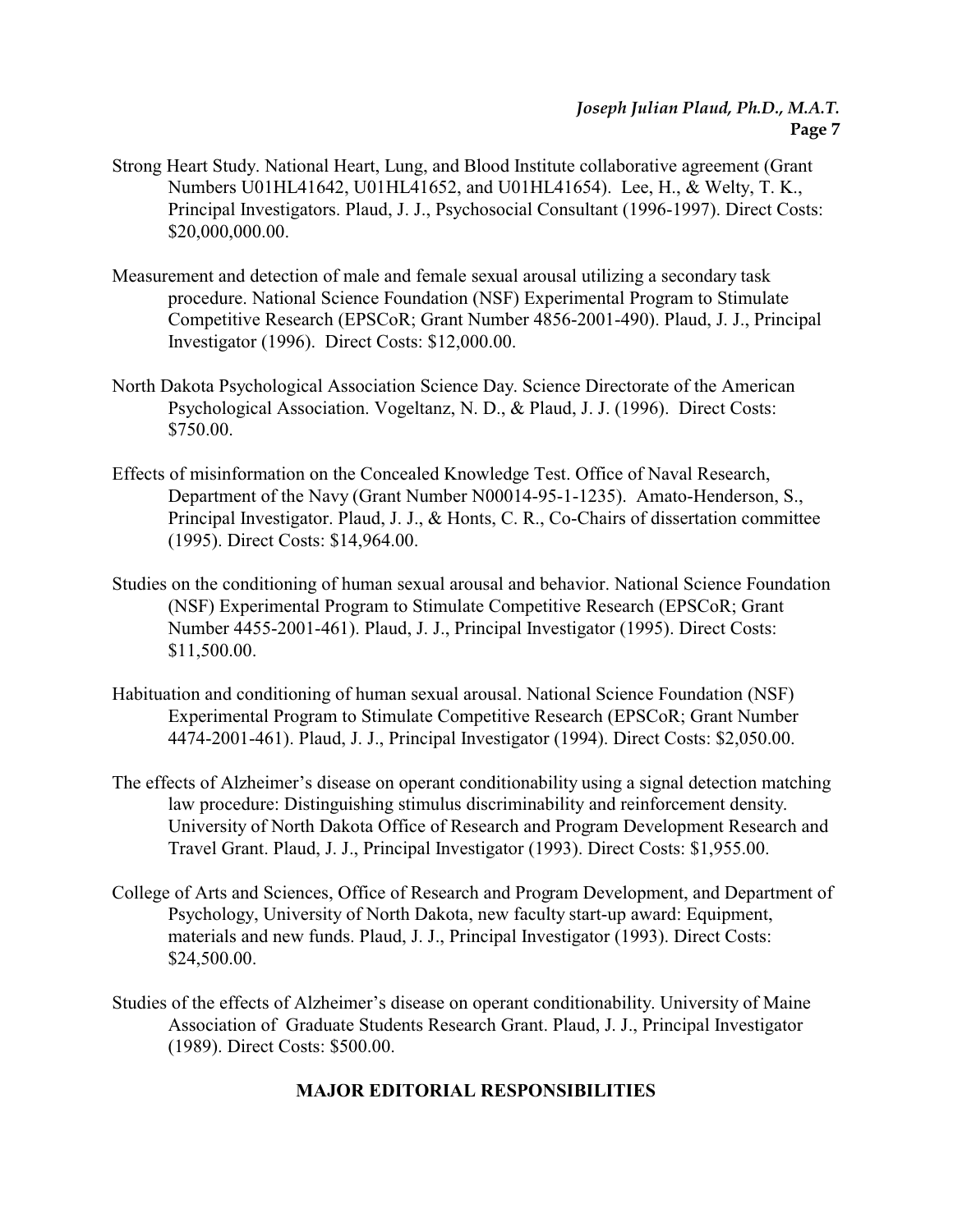Strong Heart Study. National Heart, Lung, and Blood Institute collaborative agreement (Grant Numbers U01HL41642, U01HL41652, and U01HL41654). Lee, H., & Welty, T. K., Principal Investigators. Plaud, J. J., Psychosocial Consultant (1996-1997). Direct Costs: $20,000,000.00.

Measurement and detection of male and female sexual arousal utilizing a secondary task procedure. National Science Foundation (NSF) Experimental Program to Stimulate Competitive Research (EPSCoR; Grant Number 4856-2001-490). Plaud, J. J., Principal Investigator (1996). Direct Costs: $12,000.00.

North Dakota Psychological Association Science Day. Science Directorate of the American Psychological Association. Vogeltanz, N. D., & Plaud, J. J. (1996). Direct Costs: $750.00.

Effects of misinformation on the Concealed Knowledge Test. Office of Naval Research, Department of the Navy (Grant Number N00014-95-1-1235). Amato-Henderson, S., Principal Investigator. Plaud, J. J., & Honts, C. R., Co-Chairs of dissertation committee (1995). Direct Costs: $14,964.00.

Studies on the conditioning of human sexual arousal and behavior. National Science Foundation (NSF) Experimental Program to Stimulate Competitive Research (EPSCoR; Grant Number 4455-2001-461). Plaud, J. J., Principal Investigator (1995). Direct Costs: $11,500.00.

Habituation and conditioning of human sexual arousal. National Science Foundation (NSF) Experimental Program to Stimulate Competitive Research (EPSCoR; Grant Number 4474-2001-461). Plaud, J. J., Principal Investigator (1994). Direct Costs: $2,050.00.

The effects of Alzheimer's disease on operant conditionability using a signal detection matching law procedure: Distinguishing stimulus discriminability and reinforcement density. University of North Dakota Office of Research and Program Development Research and Travel Grant. Plaud, J. J., Principal Investigator (1993). Direct Costs: $1,955.00.

College of Arts and Sciences, Office of Research and Program Development, and Department of Psychology, University of North Dakota, new faculty start-up award: Equipment, materials and new funds. Plaud, J. J., Principal Investigator (1993). Direct Costs: $24,500.00.

Studies of the effects of Alzheimer's disease on operant conditionability. University of Maine Association of Graduate Students Research Grant. Plaud, J. J., Principal Investigator (1989). Direct Costs: $500.00.

## MAJOR EDITORIAL RESPONSIBILITIES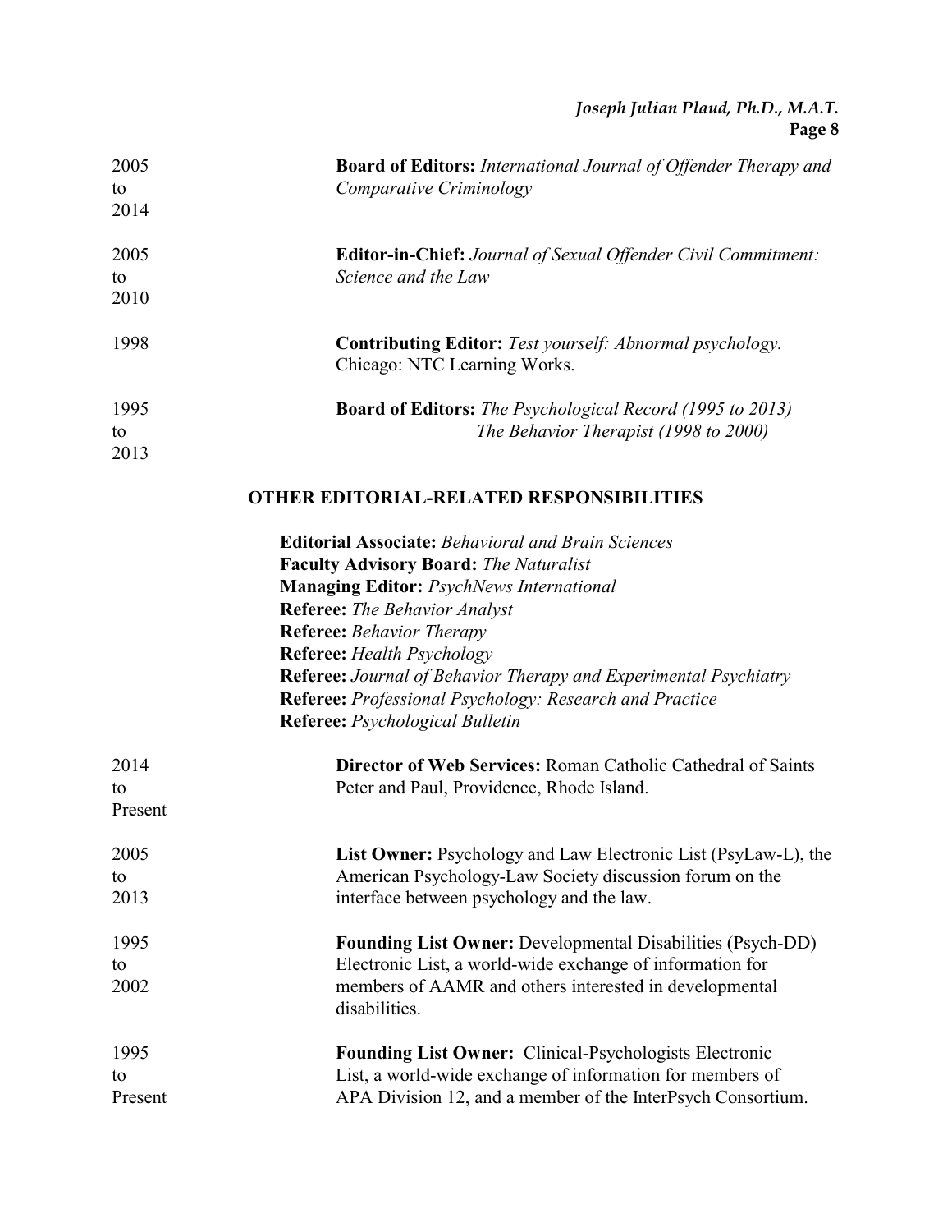| | |
|---|---|
| 2005 to 2014 | **Board of Editors:** *International Journal of Offender Therapy and Comparative Criminology* |
| 2005 to 2010 | **Editor-in-Chief:** *Journal of Sexual Offender Civil Commitment: Science and the Law* |
| 1998 | **Contributing Editor:** *Test yourself: Abnormal psychology.* Chicago: NTC Learning Works. |
| 1995 to 2013 | **Board of Editors:** *The Psychological Record (1995 to 2013)* *The Behavior Therapist (1998 to 2000)* |

## OTHER EDITORIAL-RELATED RESPONSIBILITIES

**Editorial Associate:** *Behavioral and Brain Sciences*
**Faculty Advisory Board:** *The Naturalist*
**Managing Editor:** *PsychNews International*
**Referee:** *The Behavior Analyst*
**Referee:** *Behavior Therapy*
**Referee:** *Health Psychology*
**Referee:** *Journal of Behavior Therapy and Experimental Psychiatry*
**Referee:** *Professional Psychology: Research and Practice*
**Referee:** *Psychological Bulletin*

| | |
|---|---|
| 2014 to Present | **Director of Web Services:** Roman Catholic Cathedral of Saints Peter and Paul, Providence, Rhode Island. |
| 2005 to 2013 | **List Owner:** Psychology and Law Electronic List (PsyLaw-L), the American Psychology-Law Society discussion forum on the interface between psychology and the law. |
| 1995 to 2002 | **Founding List Owner:** Developmental Disabilities (Psych-DD) Electronic List, a world-wide exchange of information for members of AAMR and others interested in developmental disabilities. |
| 1995 to Present | **Founding List Owner:** Clinical-Psychologists Electronic List, a world-wide exchange of information for members of APA Division 12, and a member of the InterPsych Consortium. |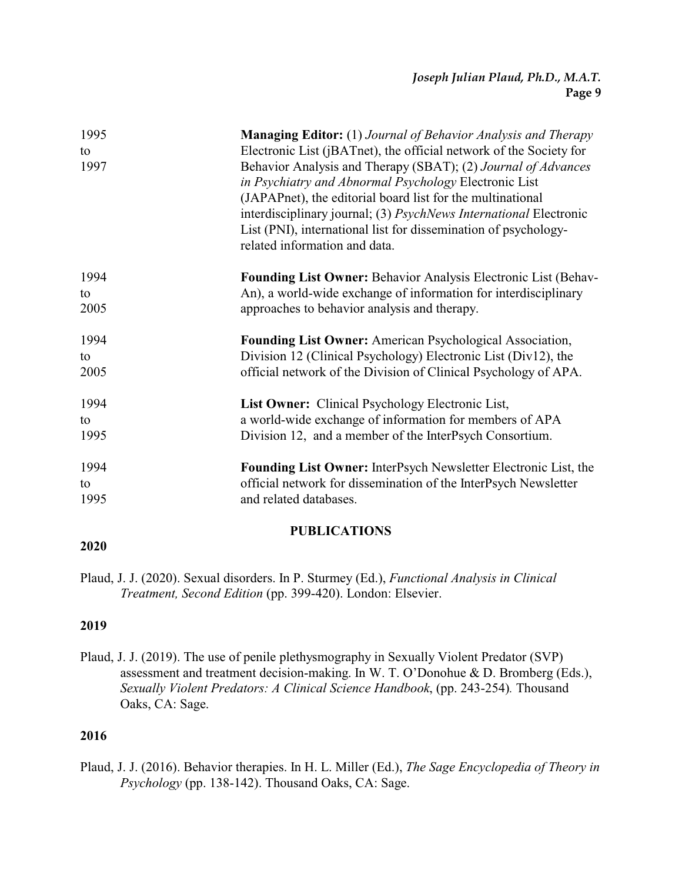1995 to 1997 — **Managing Editor:** (1) *Journal of Behavior Analysis and Therapy* Electronic List (jBATnet), the official network of the Society for Behavior Analysis and Therapy (SBAT); (2) *Journal of Advances in Psychiatry and Abnormal Psychology* Electronic List (JAPAPnet), the editorial board list for the multinational interdisciplinary journal; (3) *PsychNews International* Electronic List (PNI), international list for dissemination of psychology-related information and data.

1994 to 2005 — **Founding List Owner:** Behavior Analysis Electronic List (Behav-An), a world-wide exchange of information for interdisciplinary approaches to behavior analysis and therapy.

1994 to 2005 — **Founding List Owner:** American Psychological Association, Division 12 (Clinical Psychology) Electronic List (Div12), the official network of the Division of Clinical Psychology of APA.

1994 to 1995 — **List Owner:** Clinical Psychology Electronic List, a world-wide exchange of information for members of APA Division 12, and a member of the InterPsych Consortium.

1994 to 1995 — **Founding List Owner:** InterPsych Newsletter Electronic List, the official network for dissemination of the InterPsych Newsletter and related databases.

## PUBLICATIONS

### 2020

Plaud, J. J. (2020). Sexual disorders. In P. Sturmey (Ed.), *Functional Analysis in Clinical Treatment, Second Edition* (pp. 399-420). London: Elsevier.

### 2019

Plaud, J. J. (2019). The use of penile plethysmography in Sexually Violent Predator (SVP) assessment and treatment decision-making. In W. T. O'Donohue & D. Bromberg (Eds.), *Sexually Violent Predators: A Clinical Science Handbook*, (pp. 243-254). Thousand Oaks, CA: Sage.

### 2016

Plaud, J. J. (2016). Behavior therapies. In H. L. Miller (Ed.), *The Sage Encyclopedia of Theory in Psychology* (pp. 138-142). Thousand Oaks, CA: Sage.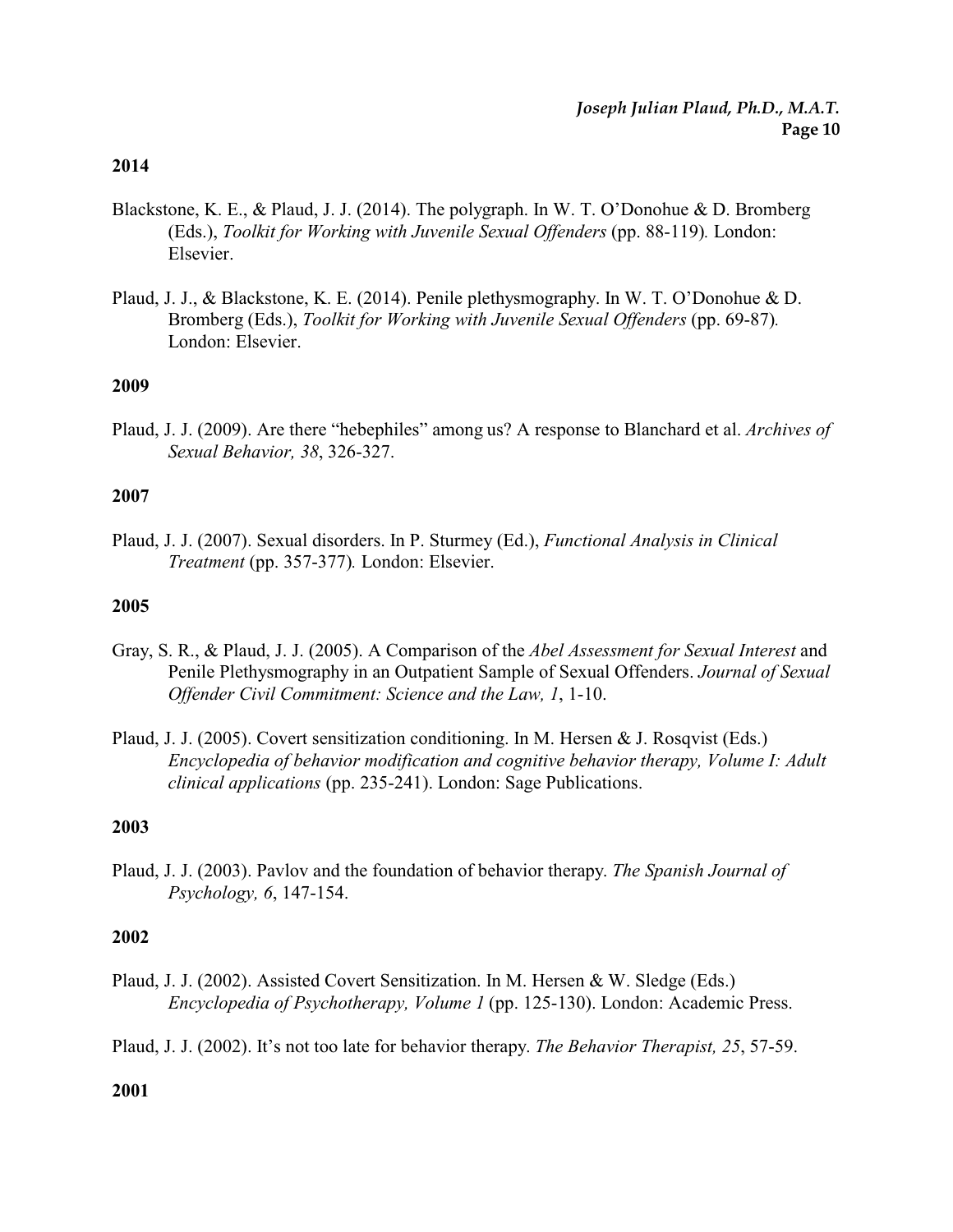**2014**

Blackstone, K. E., & Plaud, J. J. (2014). The polygraph. In W. T. O'Donohue & D. Bromberg (Eds.), *Toolkit for Working with Juvenile Sexual Offenders* (pp. 88-119). London: Elsevier.

Plaud, J. J., & Blackstone, K. E. (2014). Penile plethysmography. In W. T. O'Donohue & D. Bromberg (Eds.), *Toolkit for Working with Juvenile Sexual Offenders* (pp. 69-87). London: Elsevier.

**2009**

Plaud, J. J. (2009). Are there "hebephiles" among us? A response to Blanchard et al. *Archives of Sexual Behavior, 38*, 326-327.

**2007**

Plaud, J. J. (2007). Sexual disorders. In P. Sturmey (Ed.), *Functional Analysis in Clinical Treatment* (pp. 357-377). London: Elsevier.

**2005**

Gray, S. R., & Plaud, J. J. (2005). A Comparison of the *Abel Assessment for Sexual Interest* and Penile Plethysmography in an Outpatient Sample of Sexual Offenders. *Journal of Sexual Offender Civil Commitment: Science and the Law, 1*, 1-10.

Plaud, J. J. (2005). Covert sensitization conditioning. In M. Hersen & J. Rosqvist (Eds.) *Encyclopedia of behavior modification and cognitive behavior therapy, Volume I: Adult clinical applications* (pp. 235-241). London: Sage Publications.

**2003**

Plaud, J. J. (2003). Pavlov and the foundation of behavior therapy. *The Spanish Journal of Psychology, 6*, 147-154.

**2002**

Plaud, J. J. (2002). Assisted Covert Sensitization. In M. Hersen & W. Sledge (Eds.) *Encyclopedia of Psychotherapy, Volume 1* (pp. 125-130). London: Academic Press.

Plaud, J. J. (2002). It's not too late for behavior therapy. *The Behavior Therapist, 25*, 57-59.

**2001**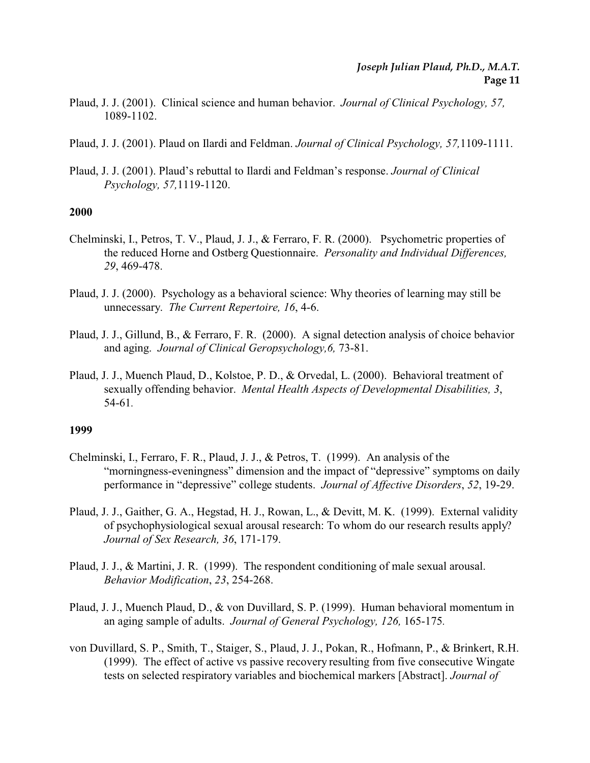Plaud, J. J. (2001). Clinical science and human behavior. *Journal of Clinical Psychology, 57,* 1089-1102.

Plaud, J. J. (2001). Plaud on Ilardi and Feldman. *Journal of Clinical Psychology, 57,*1109-1111.

Plaud, J. J. (2001). Plaud's rebuttal to Ilardi and Feldman's response. *Journal of Clinical Psychology, 57,*1119-1120.

**2000**

Chelminski, I., Petros, T. V., Plaud, J. J., & Ferraro, F. R. (2000). Psychometric properties of the reduced Horne and Ostberg Questionnaire. *Personality and Individual Differences, 29*, 469-478.

Plaud, J. J. (2000). Psychology as a behavioral science: Why theories of learning may still be unnecessary. *The Current Repertoire, 16*, 4-6.

Plaud, J. J., Gillund, B., & Ferraro, F. R. (2000). A signal detection analysis of choice behavior and aging. *Journal of Clinical Geropsychology,6,* 73-81.

Plaud, J. J., Muench Plaud, D., Kolstoe, P. D., & Orvedal, L. (2000). Behavioral treatment of sexually offending behavior. *Mental Health Aspects of Developmental Disabilities, 3*, 54-61.

**1999**

Chelminski, I., Ferraro, F. R., Plaud, J. J., & Petros, T. (1999). An analysis of the "morningness-eveningness" dimension and the impact of "depressive" symptoms on daily performance in "depressive" college students. *Journal of Affective Disorders*, *52*, 19-29.

Plaud, J. J., Gaither, G. A., Hegstad, H. J., Rowan, L., & Devitt, M. K. (1999). External validity of psychophysiological sexual arousal research: To whom do our research results apply? *Journal of Sex Research, 36*, 171-179.

Plaud, J. J., & Martini, J. R. (1999). The respondent conditioning of male sexual arousal. *Behavior Modification*, *23*, 254-268.

Plaud, J. J., Muench Plaud, D., & von Duvillard, S. P. (1999). Human behavioral momentum in an aging sample of adults. *Journal of General Psychology, 126,* 165-175.

von Duvillard, S. P., Smith, T., Staiger, S., Plaud, J. J., Pokan, R., Hofmann, P., & Brinkert, R.H. (1999). The effect of active vs passive recovery resulting from five consecutive Wingate tests on selected respiratory variables and biochemical markers [Abstract]. *Journal of*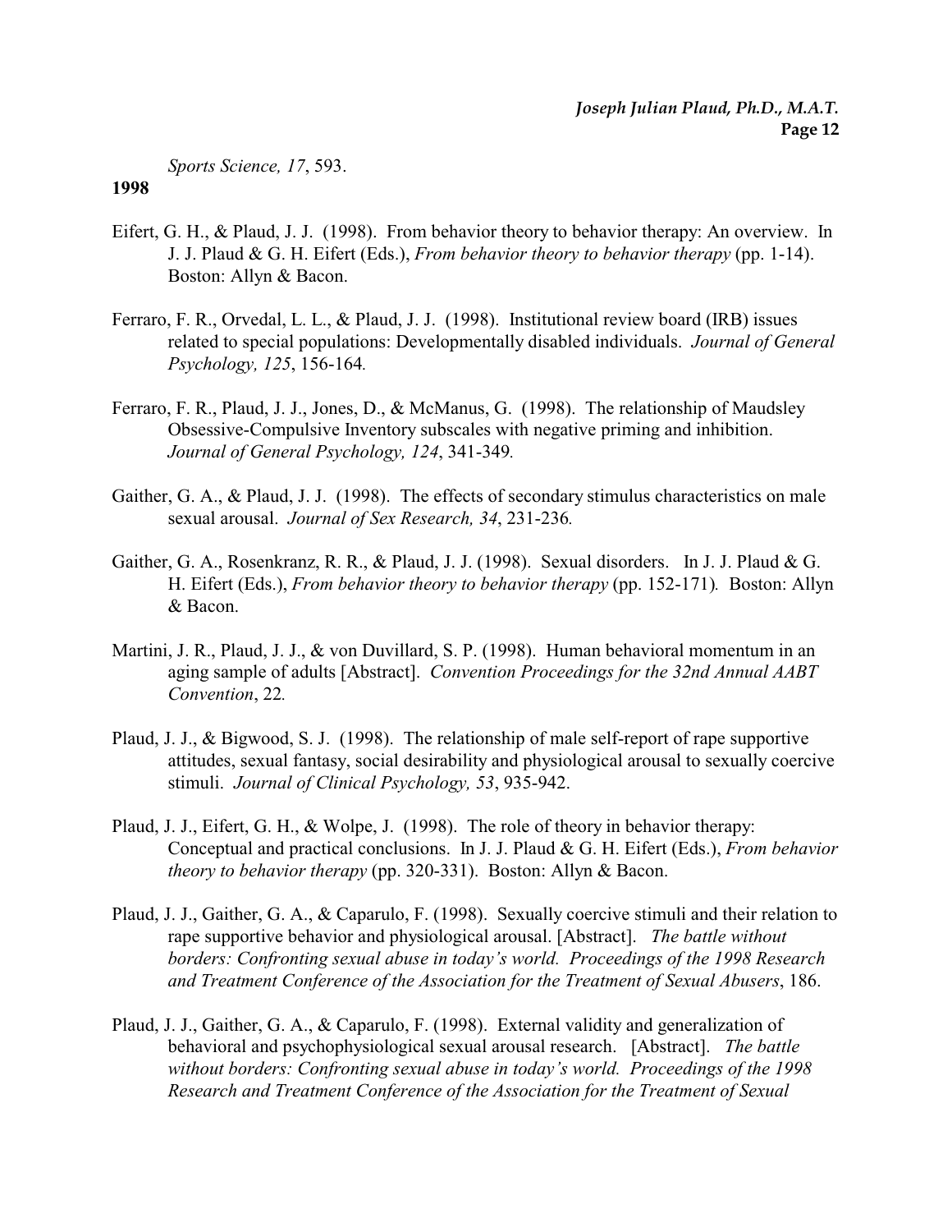*Sports Science, 17*, 593.

**1998**

Eifert, G. H., & Plaud, J. J. (1998). From behavior theory to behavior therapy: An overview. In J. J. Plaud & G. H. Eifert (Eds.), *From behavior theory to behavior therapy* (pp. 1-14). Boston: Allyn & Bacon.

Ferraro, F. R., Orvedal, L. L., & Plaud, J. J. (1998). Institutional review board (IRB) issues related to special populations: Developmentally disabled individuals. *Journal of General Psychology, 125*, 156-164.

Ferraro, F. R., Plaud, J. J., Jones, D., & McManus, G. (1998). The relationship of Maudsley Obsessive-Compulsive Inventory subscales with negative priming and inhibition. *Journal of General Psychology, 124*, 341-349.

Gaither, G. A., & Plaud, J. J. (1998). The effects of secondary stimulus characteristics on male sexual arousal. *Journal of Sex Research, 34*, 231-236.

Gaither, G. A., Rosenkranz, R. R., & Plaud, J. J. (1998). Sexual disorders. In J. J. Plaud & G. H. Eifert (Eds.), *From behavior theory to behavior therapy* (pp. 152-171). Boston: Allyn & Bacon.

Martini, J. R., Plaud, J. J., & von Duvillard, S. P. (1998). Human behavioral momentum in an aging sample of adults [Abstract]. *Convention Proceedings for the 32nd Annual AABT Convention*, 22.

Plaud, J. J., & Bigwood, S. J. (1998). The relationship of male self-report of rape supportive attitudes, sexual fantasy, social desirability and physiological arousal to sexually coercive stimuli. *Journal of Clinical Psychology, 53*, 935-942.

Plaud, J. J., Eifert, G. H., & Wolpe, J. (1998). The role of theory in behavior therapy: Conceptual and practical conclusions. In J. J. Plaud & G. H. Eifert (Eds.), *From behavior theory to behavior therapy* (pp. 320-331). Boston: Allyn & Bacon.

Plaud, J. J., Gaither, G. A., & Caparulo, F. (1998). Sexually coercive stimuli and their relation to rape supportive behavior and physiological arousal. [Abstract]. *The battle without borders: Confronting sexual abuse in today's world. Proceedings of the 1998 Research and Treatment Conference of the Association for the Treatment of Sexual Abusers*, 186.

Plaud, J. J., Gaither, G. A., & Caparulo, F. (1998). External validity and generalization of behavioral and psychophysiological sexual arousal research. [Abstract]. *The battle without borders: Confronting sexual abuse in today's world. Proceedings of the 1998 Research and Treatment Conference of the Association for the Treatment of Sexual*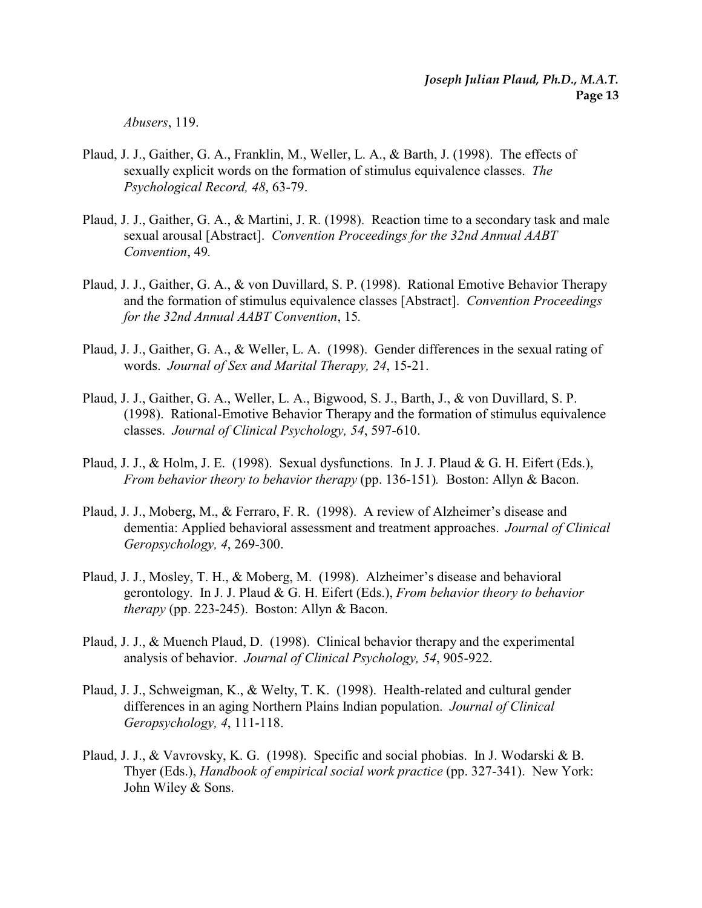*Abusers*, 119.

Plaud, J. J., Gaither, G. A., Franklin, M., Weller, L. A., & Barth, J. (1998). The effects of sexually explicit words on the formation of stimulus equivalence classes. *The Psychological Record, 48*, 63-79.

Plaud, J. J., Gaither, G. A., & Martini, J. R. (1998). Reaction time to a secondary task and male sexual arousal [Abstract]. *Convention Proceedings for the 32nd Annual AABT Convention*, 49.

Plaud, J. J., Gaither, G. A., & von Duvillard, S. P. (1998). Rational Emotive Behavior Therapy and the formation of stimulus equivalence classes [Abstract]. *Convention Proceedings for the 32nd Annual AABT Convention*, 15.

Plaud, J. J., Gaither, G. A., & Weller, L. A. (1998). Gender differences in the sexual rating of words. *Journal of Sex and Marital Therapy, 24*, 15-21.

Plaud, J. J., Gaither, G. A., Weller, L. A., Bigwood, S. J., Barth, J., & von Duvillard, S. P. (1998). Rational-Emotive Behavior Therapy and the formation of stimulus equivalence classes. *Journal of Clinical Psychology, 54*, 597-610.

Plaud, J. J., & Holm, J. E. (1998). Sexual dysfunctions. In J. J. Plaud & G. H. Eifert (Eds.), *From behavior theory to behavior therapy* (pp. 136-151). Boston: Allyn & Bacon.

Plaud, J. J., Moberg, M., & Ferraro, F. R. (1998). A review of Alzheimer's disease and dementia: Applied behavioral assessment and treatment approaches. *Journal of Clinical Geropsychology, 4*, 269-300.

Plaud, J. J., Mosley, T. H., & Moberg, M. (1998). Alzheimer's disease and behavioral gerontology. In J. J. Plaud & G. H. Eifert (Eds.), *From behavior theory to behavior therapy* (pp. 223-245). Boston: Allyn & Bacon.

Plaud, J. J., & Muench Plaud, D. (1998). Clinical behavior therapy and the experimental analysis of behavior. *Journal of Clinical Psychology, 54*, 905-922.

Plaud, J. J., Schweigman, K., & Welty, T. K. (1998). Health-related and cultural gender differences in an aging Northern Plains Indian population. *Journal of Clinical Geropsychology, 4*, 111-118.

Plaud, J. J., & Vavrovsky, K. G. (1998). Specific and social phobias. In J. Wodarski & B. Thyer (Eds.), *Handbook of empirical social work practice* (pp. 327-341). New York: John Wiley & Sons.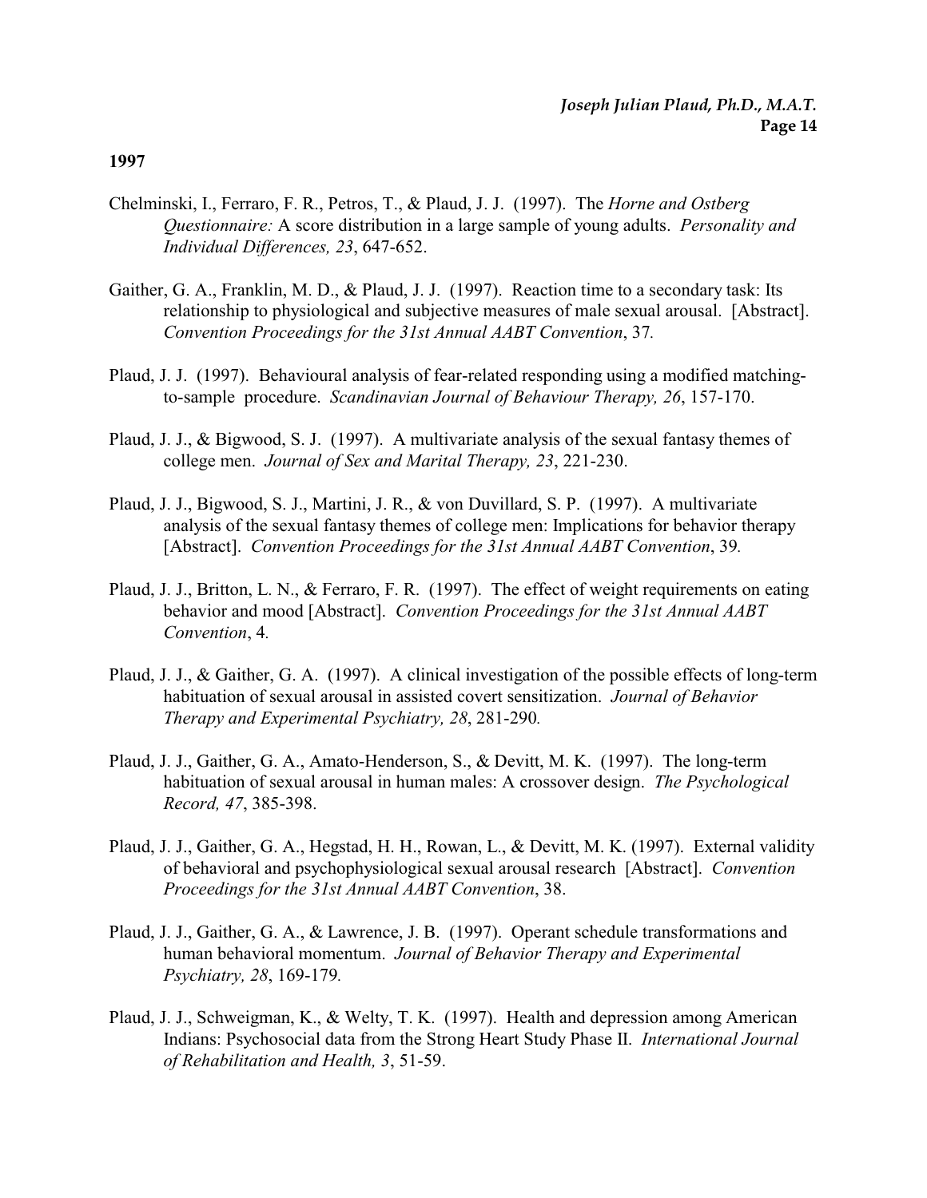**1997**

Chelminski, I., Ferraro, F. R., Petros, T., & Plaud, J. J. (1997). The *Horne and Ostberg Questionnaire:* A score distribution in a large sample of young adults. *Personality and Individual Differences, 23*, 647-652.

Gaither, G. A., Franklin, M. D., & Plaud, J. J. (1997). Reaction time to a secondary task: Its relationship to physiological and subjective measures of male sexual arousal. [Abstract]. *Convention Proceedings for the 31st Annual AABT Convention*, 37.

Plaud, J. J. (1997). Behavioural analysis of fear-related responding using a modified matching-to-sample procedure. *Scandinavian Journal of Behaviour Therapy, 26*, 157-170.

Plaud, J. J., & Bigwood, S. J. (1997). A multivariate analysis of the sexual fantasy themes of college men. *Journal of Sex and Marital Therapy, 23*, 221-230.

Plaud, J. J., Bigwood, S. J., Martini, J. R., & von Duvillard, S. P. (1997). A multivariate analysis of the sexual fantasy themes of college men: Implications for behavior therapy [Abstract]. *Convention Proceedings for the 31st Annual AABT Convention*, 39.

Plaud, J. J., Britton, L. N., & Ferraro, F. R. (1997). The effect of weight requirements on eating behavior and mood [Abstract]. *Convention Proceedings for the 31st Annual AABT Convention*, 4.

Plaud, J. J., & Gaither, G. A. (1997). A clinical investigation of the possible effects of long-term habituation of sexual arousal in assisted covert sensitization. *Journal of Behavior Therapy and Experimental Psychiatry, 28*, 281-290.

Plaud, J. J., Gaither, G. A., Amato-Henderson, S., & Devitt, M. K. (1997). The long-term habituation of sexual arousal in human males: A crossover design. *The Psychological Record, 47*, 385-398.

Plaud, J. J., Gaither, G. A., Hegstad, H. H., Rowan, L., & Devitt, M. K. (1997). External validity of behavioral and psychophysiological sexual arousal research [Abstract]. *Convention Proceedings for the 31st Annual AABT Convention*, 38.

Plaud, J. J., Gaither, G. A., & Lawrence, J. B. (1997). Operant schedule transformations and human behavioral momentum. *Journal of Behavior Therapy and Experimental Psychiatry, 28*, 169-179.

Plaud, J. J., Schweigman, K., & Welty, T. K. (1997). Health and depression among American Indians: Psychosocial data from the Strong Heart Study Phase II. *International Journal of Rehabilitation and Health, 3*, 51-59.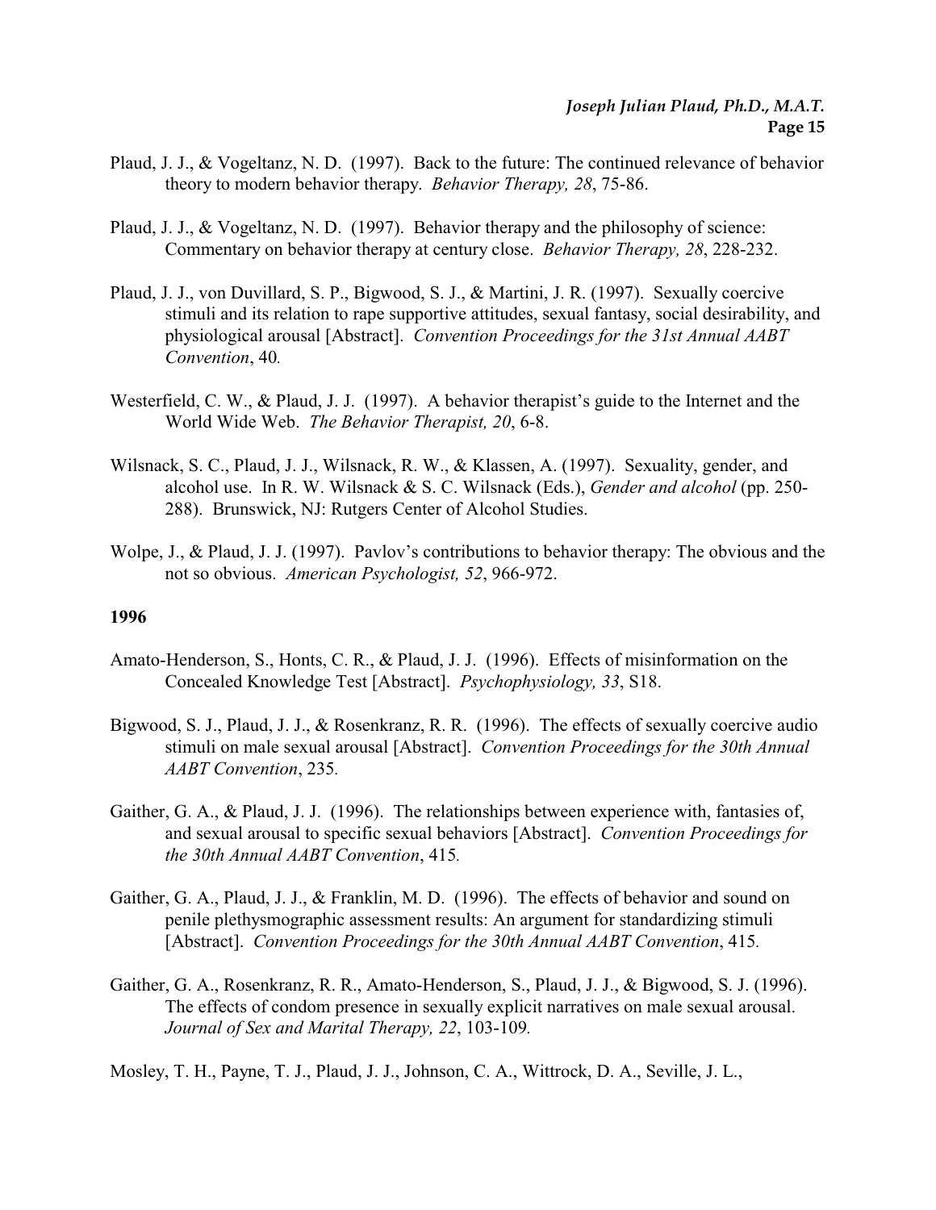Plaud, J. J., & Vogeltanz, N. D. (1997). Back to the future: The continued relevance of behavior theory to modern behavior therapy. *Behavior Therapy, 28*, 75-86.

Plaud, J. J., & Vogeltanz, N. D. (1997). Behavior therapy and the philosophy of science: Commentary on behavior therapy at century close. *Behavior Therapy, 28*, 228-232.

Plaud, J. J., von Duvillard, S. P., Bigwood, S. J., & Martini, J. R. (1997). Sexually coercive stimuli and its relation to rape supportive attitudes, sexual fantasy, social desirability, and physiological arousal [Abstract]. *Convention Proceedings for the 31st Annual AABT Convention*, 40.

Westerfield, C. W., & Plaud, J. J. (1997). A behavior therapist's guide to the Internet and the World Wide Web. *The Behavior Therapist, 20*, 6-8.

Wilsnack, S. C., Plaud, J. J., Wilsnack, R. W., & Klassen, A. (1997). Sexuality, gender, and alcohol use. In R. W. Wilsnack & S. C. Wilsnack (Eds.), *Gender and alcohol* (pp. 250-288). Brunswick, NJ: Rutgers Center of Alcohol Studies.

Wolpe, J., & Plaud, J. J. (1997). Pavlov's contributions to behavior therapy: The obvious and the not so obvious. *American Psychologist, 52*, 966-972.

**1996**

Amato-Henderson, S., Honts, C. R., & Plaud, J. J. (1996). Effects of misinformation on the Concealed Knowledge Test [Abstract]. *Psychophysiology, 33*, S18.

Bigwood, S. J., Plaud, J. J., & Rosenkranz, R. R. (1996). The effects of sexually coercive audio stimuli on male sexual arousal [Abstract]. *Convention Proceedings for the 30th Annual AABT Convention*, 235.

Gaither, G. A., & Plaud, J. J. (1996). The relationships between experience with, fantasies of, and sexual arousal to specific sexual behaviors [Abstract]. *Convention Proceedings for the 30th Annual AABT Convention*, 415.

Gaither, G. A., Plaud, J. J., & Franklin, M. D. (1996). The effects of behavior and sound on penile plethysmographic assessment results: An argument for standardizing stimuli [Abstract]. *Convention Proceedings for the 30th Annual AABT Convention*, 415.

Gaither, G. A., Rosenkranz, R. R., Amato-Henderson, S., Plaud, J. J., & Bigwood, S. J. (1996). The effects of condom presence in sexually explicit narratives on male sexual arousal. *Journal of Sex and Marital Therapy, 22*, 103-109.

Mosley, T. H., Payne, T. J., Plaud, J. J., Johnson, C. A., Wittrock, D. A., Seville, J. L.,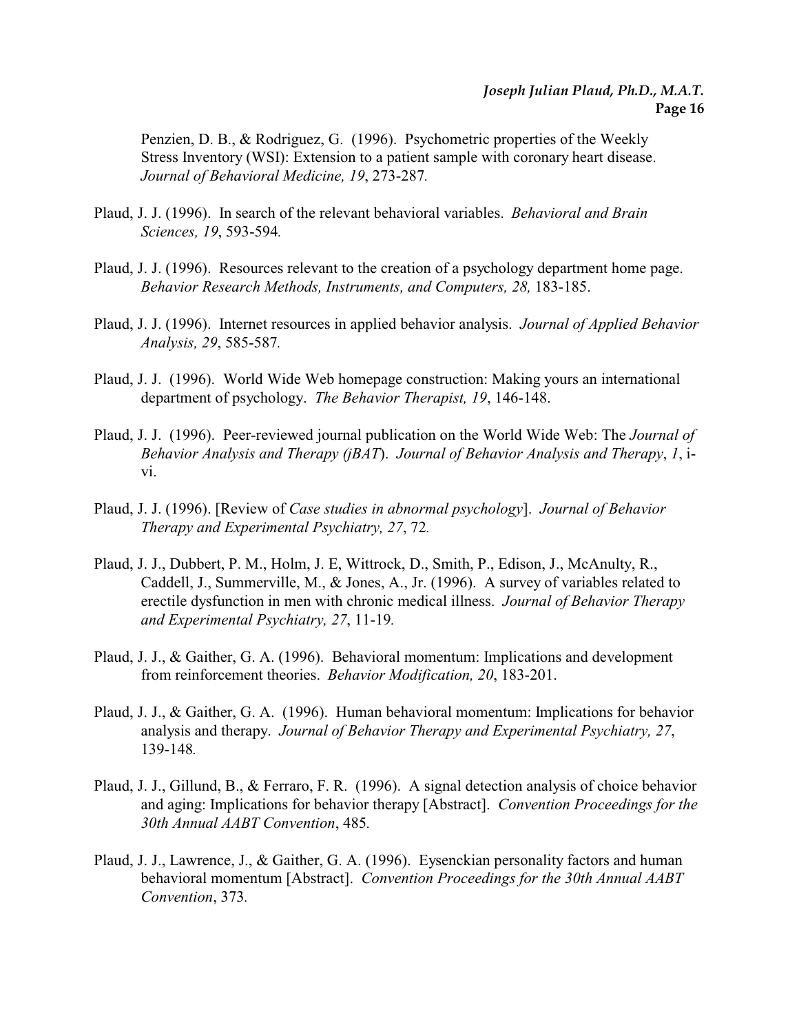Penzien, D. B., & Rodriguez, G. (1996). Psychometric properties of the Weekly Stress Inventory (WSI): Extension to a patient sample with coronary heart disease. *Journal of Behavioral Medicine, 19*, 273-287.

Plaud, J. J. (1996). In search of the relevant behavioral variables. *Behavioral and Brain Sciences, 19*, 593-594.

Plaud, J. J. (1996). Resources relevant to the creation of a psychology department home page. *Behavior Research Methods, Instruments, and Computers, 28,* 183-185.

Plaud, J. J. (1996). Internet resources in applied behavior analysis. *Journal of Applied Behavior Analysis, 29*, 585-587.

Plaud, J. J. (1996). World Wide Web homepage construction: Making yours an international department of psychology. *The Behavior Therapist, 19*, 146-148.

Plaud, J. J. (1996). Peer-reviewed journal publication on the World Wide Web: The *Journal of Behavior Analysis and Therapy (jBAT*). *Journal of Behavior Analysis and Therapy*, *1*, i-vi.

Plaud, J. J. (1996). [Review of *Case studies in abnormal psychology*]. *Journal of Behavior Therapy and Experimental Psychiatry, 27*, 72.

Plaud, J. J., Dubbert, P. M., Holm, J. E, Wittrock, D., Smith, P., Edison, J., McAnulty, R., Caddell, J., Summerville, M., & Jones, A., Jr. (1996). A survey of variables related to erectile dysfunction in men with chronic medical illness. *Journal of Behavior Therapy and Experimental Psychiatry, 27*, 11-19.

Plaud, J. J., & Gaither, G. A. (1996). Behavioral momentum: Implications and development from reinforcement theories. *Behavior Modification, 20*, 183-201.

Plaud, J. J., & Gaither, G. A. (1996). Human behavioral momentum: Implications for behavior analysis and therapy. *Journal of Behavior Therapy and Experimental Psychiatry, 27*, 139-148.

Plaud, J. J., Gillund, B., & Ferraro, F. R. (1996). A signal detection analysis of choice behavior and aging: Implications for behavior therapy [Abstract]. *Convention Proceedings for the 30th Annual AABT Convention*, 485.

Plaud, J. J., Lawrence, J., & Gaither, G. A. (1996). Eysenckian personality factors and human behavioral momentum [Abstract]. *Convention Proceedings for the 30th Annual AABT Convention*, 373.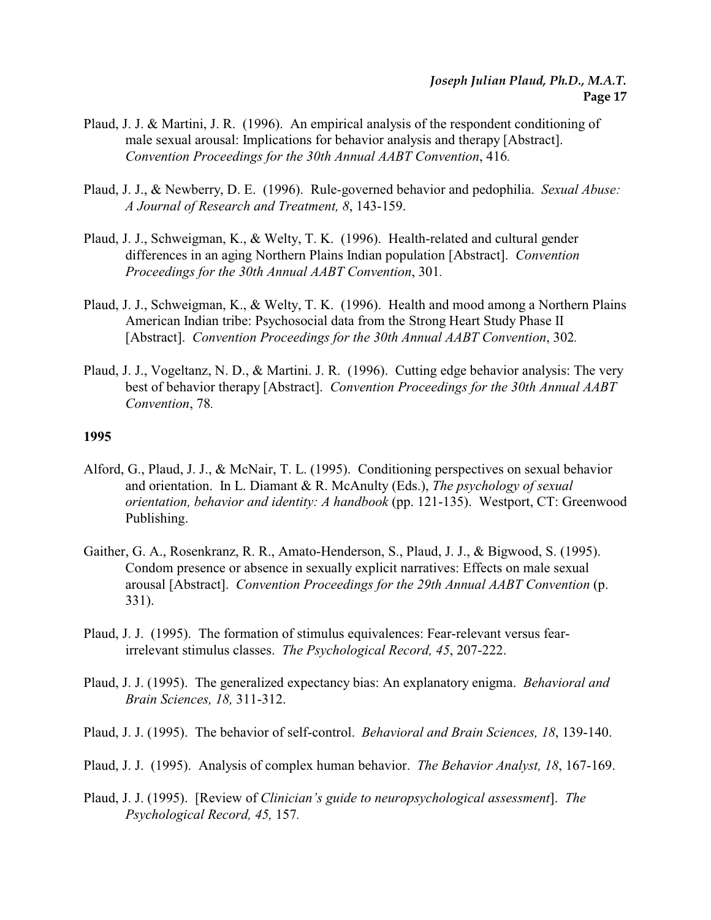Plaud, J. J. & Martini, J. R. (1996). An empirical analysis of the respondent conditioning of male sexual arousal: Implications for behavior analysis and therapy [Abstract]. *Convention Proceedings for the 30th Annual AABT Convention*, 416.

Plaud, J. J., & Newberry, D. E. (1996). Rule-governed behavior and pedophilia. *Sexual Abuse: A Journal of Research and Treatment, 8*, 143-159.

Plaud, J. J., Schweigman, K., & Welty, T. K. (1996). Health-related and cultural gender differences in an aging Northern Plains Indian population [Abstract]. *Convention Proceedings for the 30th Annual AABT Convention*, 301.

Plaud, J. J., Schweigman, K., & Welty, T. K. (1996). Health and mood among a Northern Plains American Indian tribe: Psychosocial data from the Strong Heart Study Phase II [Abstract]. *Convention Proceedings for the 30th Annual AABT Convention*, 302.

Plaud, J. J., Vogeltanz, N. D., & Martini. J. R. (1996). Cutting edge behavior analysis: The very best of behavior therapy [Abstract]. *Convention Proceedings for the 30th Annual AABT Convention*, 78.

**1995**

Alford, G., Plaud, J. J., & McNair, T. L. (1995). Conditioning perspectives on sexual behavior and orientation. In L. Diamant & R. McAnulty (Eds.), *The psychology of sexual orientation, behavior and identity: A handbook* (pp. 121-135). Westport, CT: Greenwood Publishing.

Gaither, G. A., Rosenkranz, R. R., Amato-Henderson, S., Plaud, J. J., & Bigwood, S. (1995). Condom presence or absence in sexually explicit narratives: Effects on male sexual arousal [Abstract]. *Convention Proceedings for the 29th Annual AABT Convention* (p. 331).

Plaud, J. J. (1995). The formation of stimulus equivalences: Fear-relevant versus fear-irrelevant stimulus classes. *The Psychological Record, 45*, 207-222.

Plaud, J. J. (1995). The generalized expectancy bias: An explanatory enigma. *Behavioral and Brain Sciences, 18,* 311-312.

Plaud, J. J. (1995). The behavior of self-control. *Behavioral and Brain Sciences, 18*, 139-140.

Plaud, J. J. (1995). Analysis of complex human behavior. *The Behavior Analyst, 18*, 167-169.

Plaud, J. J. (1995). [Review of *Clinician's guide to neuropsychological assessment*]. *The Psychological Record, 45,* 157.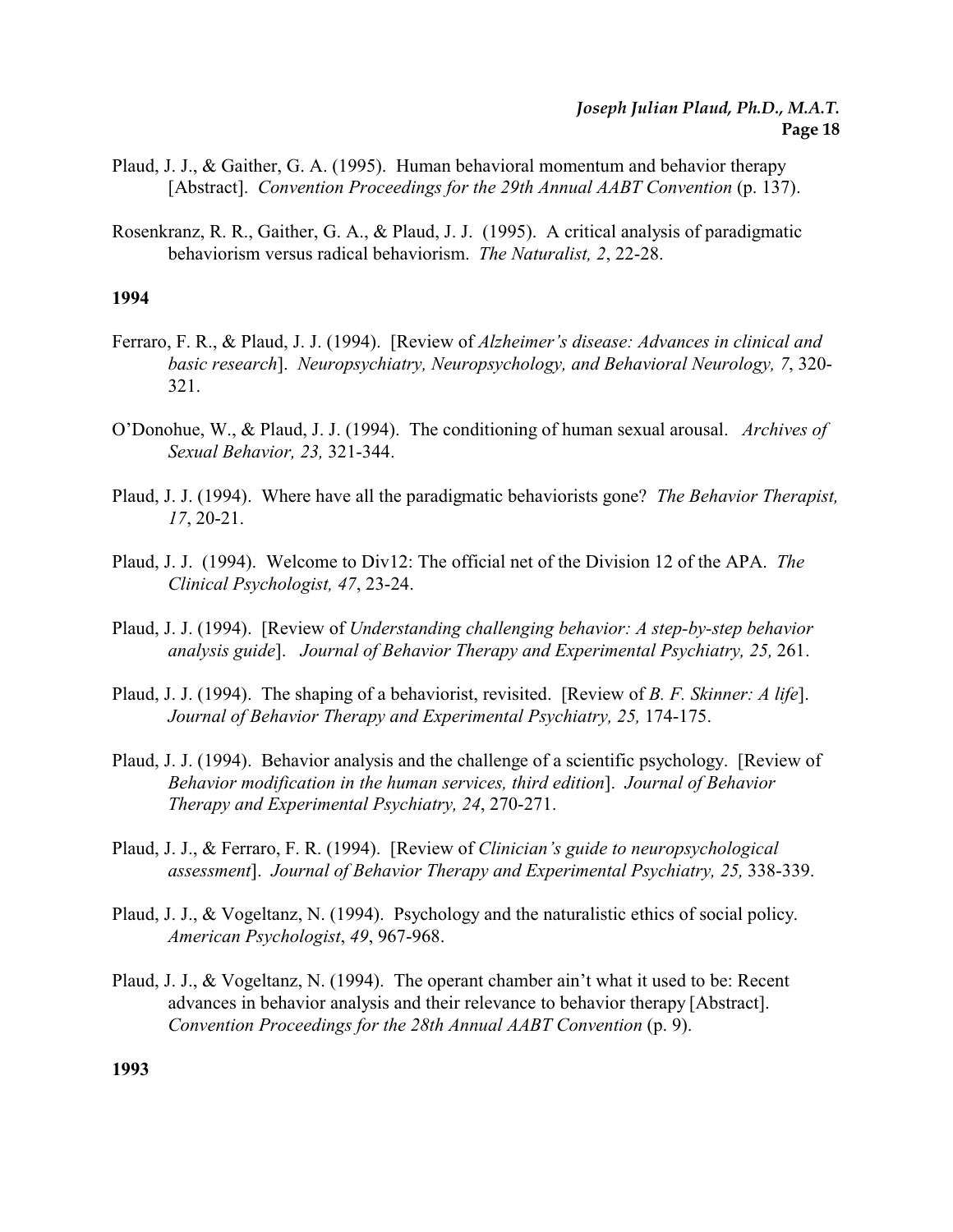Plaud, J. J., & Gaither, G. A. (1995). Human behavioral momentum and behavior therapy [Abstract]. *Convention Proceedings for the 29th Annual AABT Convention* (p. 137).

Rosenkranz, R. R., Gaither, G. A., & Plaud, J. J. (1995). A critical analysis of paradigmatic behaviorism versus radical behaviorism. *The Naturalist, 2*, 22-28.

**1994**

Ferraro, F. R., & Plaud, J. J. (1994). [Review of *Alzheimer's disease: Advances in clinical and basic research*]. *Neuropsychiatry, Neuropsychology, and Behavioral Neurology, 7*, 320-321.

O'Donohue, W., & Plaud, J. J. (1994). The conditioning of human sexual arousal. *Archives of Sexual Behavior, 23,* 321-344.

Plaud, J. J. (1994). Where have all the paradigmatic behaviorists gone? *The Behavior Therapist, 17*, 20-21.

Plaud, J. J. (1994). Welcome to Div12: The official net of the Division 12 of the APA. *The Clinical Psychologist, 47*, 23-24.

Plaud, J. J. (1994). [Review of *Understanding challenging behavior: A step-by-step behavior analysis guide*]. *Journal of Behavior Therapy and Experimental Psychiatry, 25,* 261.

Plaud, J. J. (1994). The shaping of a behaviorist, revisited. [Review of *B. F. Skinner: A life*]. *Journal of Behavior Therapy and Experimental Psychiatry, 25,* 174-175.

Plaud, J. J. (1994). Behavior analysis and the challenge of a scientific psychology. [Review of *Behavior modification in the human services, third edition*]. *Journal of Behavior Therapy and Experimental Psychiatry, 24*, 270-271.

Plaud, J. J., & Ferraro, F. R. (1994). [Review of *Clinician's guide to neuropsychological assessment*]. *Journal of Behavior Therapy and Experimental Psychiatry, 25,* 338-339.

Plaud, J. J., & Vogeltanz, N. (1994). Psychology and the naturalistic ethics of social policy. *American Psychologist*, *49*, 967-968.

Plaud, J. J., & Vogeltanz, N. (1994). The operant chamber ain't what it used to be: Recent advances in behavior analysis and their relevance to behavior therapy [Abstract]. *Convention Proceedings for the 28th Annual AABT Convention* (p. 9).

**1993**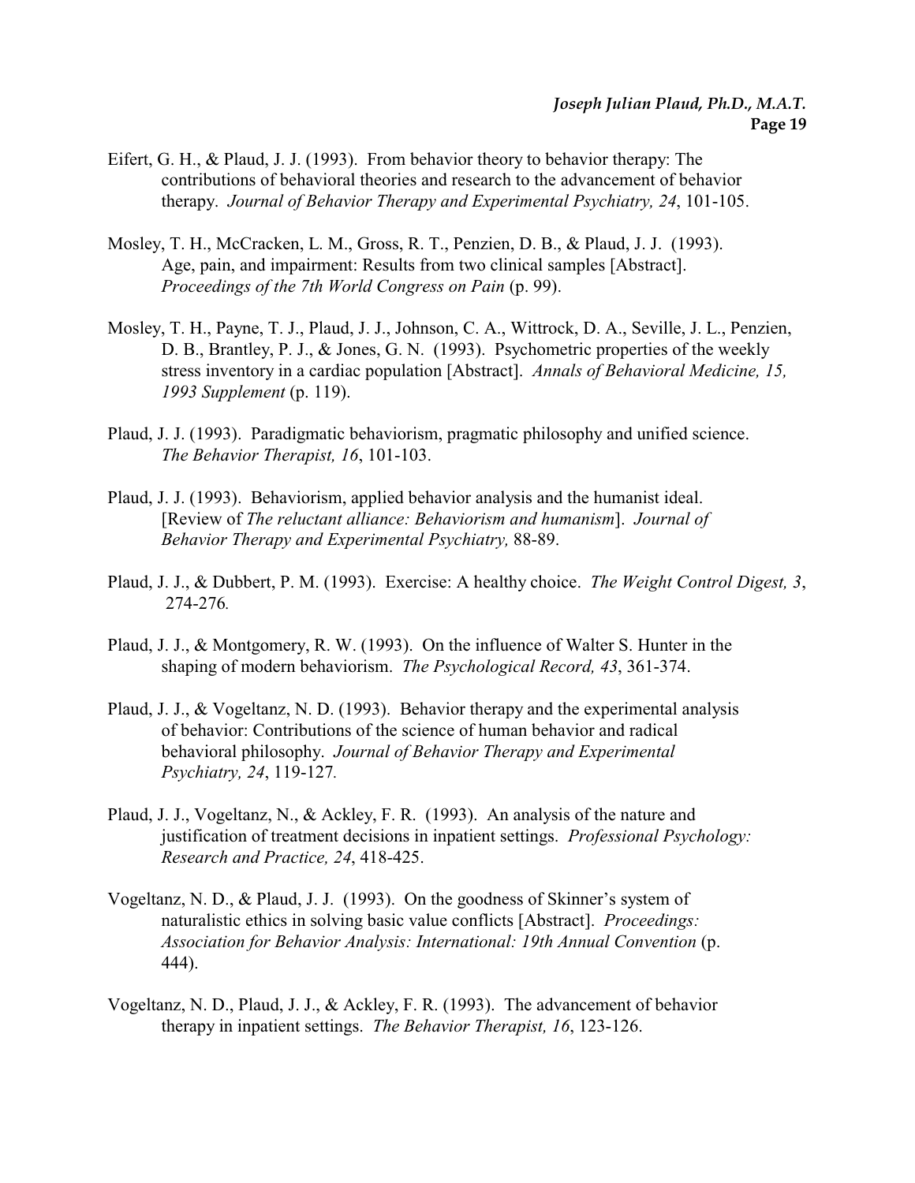Eifert, G. H., & Plaud, J. J. (1993). From behavior theory to behavior therapy: The contributions of behavioral theories and research to the advancement of behavior therapy. *Journal of Behavior Therapy and Experimental Psychiatry, 24*, 101-105.

Mosley, T. H., McCracken, L. M., Gross, R. T., Penzien, D. B., & Plaud, J. J. (1993). Age, pain, and impairment: Results from two clinical samples [Abstract]. *Proceedings of the 7th World Congress on Pain* (p. 99).

Mosley, T. H., Payne, T. J., Plaud, J. J., Johnson, C. A., Wittrock, D. A., Seville, J. L., Penzien, D. B., Brantley, P. J., & Jones, G. N. (1993). Psychometric properties of the weekly stress inventory in a cardiac population [Abstract]. *Annals of Behavioral Medicine, 15, 1993 Supplement* (p. 119).

Plaud, J. J. (1993). Paradigmatic behaviorism, pragmatic philosophy and unified science. *The Behavior Therapist, 16*, 101-103.

Plaud, J. J. (1993). Behaviorism, applied behavior analysis and the humanist ideal. [Review of *The reluctant alliance: Behaviorism and humanism*]. *Journal of Behavior Therapy and Experimental Psychiatry,* 88-89.

Plaud, J. J., & Dubbert, P. M. (1993). Exercise: A healthy choice. *The Weight Control Digest, 3*, 274-276*.*

Plaud, J. J., & Montgomery, R. W. (1993). On the influence of Walter S. Hunter in the shaping of modern behaviorism. *The Psychological Record, 43*, 361-374.

Plaud, J. J., & Vogeltanz, N. D. (1993). Behavior therapy and the experimental analysis of behavior: Contributions of the science of human behavior and radical behavioral philosophy. *Journal of Behavior Therapy and Experimental Psychiatry, 24*, 119-127*.*

Plaud, J. J., Vogeltanz, N., & Ackley, F. R. (1993). An analysis of the nature and justification of treatment decisions in inpatient settings. *Professional Psychology: Research and Practice, 24*, 418-425.

Vogeltanz, N. D., & Plaud, J. J. (1993). On the goodness of Skinner's system of naturalistic ethics in solving basic value conflicts [Abstract]. *Proceedings: Association for Behavior Analysis: International: 19th Annual Convention* (p. 444).

Vogeltanz, N. D., Plaud, J. J., & Ackley, F. R. (1993). The advancement of behavior therapy in inpatient settings. *The Behavior Therapist, 16*, 123-126.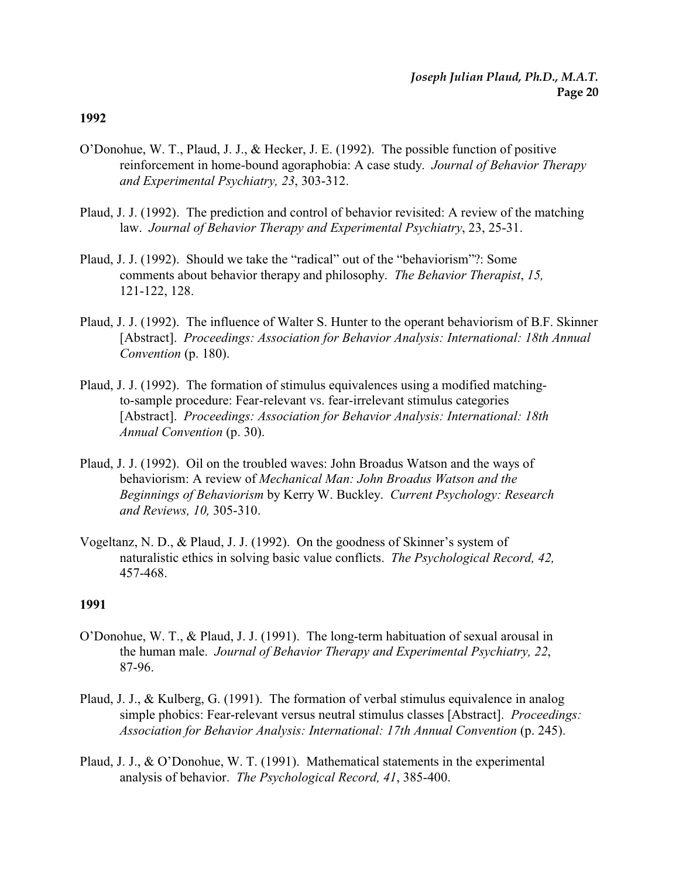**1992**

O'Donohue, W. T., Plaud, J. J., & Hecker, J. E. (1992). The possible function of positive reinforcement in home-bound agoraphobia: A case study. *Journal of Behavior Therapy and Experimental Psychiatry, 23*, 303-312.

Plaud, J. J. (1992). The prediction and control of behavior revisited: A review of the matching law. *Journal of Behavior Therapy and Experimental Psychiatry*, 23, 25-31.

Plaud, J. J. (1992). Should we take the "radical" out of the "behaviorism"?: Some comments about behavior therapy and philosophy. *The Behavior Therapist*, *15,* 121-122, 128.

Plaud, J. J. (1992). The influence of Walter S. Hunter to the operant behaviorism of B.F. Skinner [Abstract]. *Proceedings: Association for Behavior Analysis: International: 18th Annual Convention* (p. 180).

Plaud, J. J. (1992). The formation of stimulus equivalences using a modified matching-to-sample procedure: Fear-relevant vs. fear-irrelevant stimulus categories [Abstract]. *Proceedings: Association for Behavior Analysis: International: 18th Annual Convention* (p. 30).

Plaud, J. J. (1992). Oil on the troubled waves: John Broadus Watson and the ways of behaviorism: A review of *Mechanical Man: John Broadus Watson and the Beginnings of Behaviorism* by Kerry W. Buckley. *Current Psychology: Research and Reviews, 10,* 305-310.

Vogeltanz, N. D., & Plaud, J. J. (1992). On the goodness of Skinner's system of naturalistic ethics in solving basic value conflicts. *The Psychological Record, 42,* 457-468.

**1991**

O'Donohue, W. T., & Plaud, J. J. (1991). The long-term habituation of sexual arousal in the human male. *Journal of Behavior Therapy and Experimental Psychiatry, 22*, 87-96.

Plaud, J. J., & Kulberg, G. (1991). The formation of verbal stimulus equivalence in analog simple phobics: Fear-relevant versus neutral stimulus classes [Abstract]. *Proceedings: Association for Behavior Analysis: International: 17th Annual Convention* (p. 245).

Plaud, J. J., & O'Donohue, W. T. (1991). Mathematical statements in the experimental analysis of behavior. *The Psychological Record, 41*, 385-400.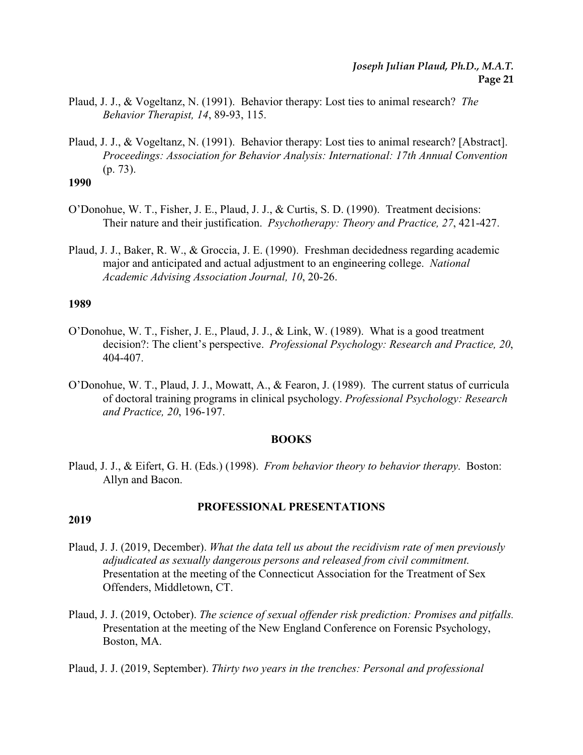Plaud, J. J., & Vogeltanz, N. (1991). Behavior therapy: Lost ties to animal research? *The Behavior Therapist, 14*, 89-93, 115.

Plaud, J. J., & Vogeltanz, N. (1991). Behavior therapy: Lost ties to animal research? [Abstract]. *Proceedings: Association for Behavior Analysis: International: 17th Annual Convention* (p. 73).

**1990**

O'Donohue, W. T., Fisher, J. E., Plaud, J. J., & Curtis, S. D. (1990). Treatment decisions: Their nature and their justification. *Psychotherapy: Theory and Practice, 27*, 421-427.

Plaud, J. J., Baker, R. W., & Groccia, J. E. (1990). Freshman decidedness regarding academic major and anticipated and actual adjustment to an engineering college. *National Academic Advising Association Journal, 10*, 20-26.

**1989**

O'Donohue, W. T., Fisher, J. E., Plaud, J. J., & Link, W. (1989). What is a good treatment decision?: The client's perspective. *Professional Psychology: Research and Practice, 20*, 404-407.

O'Donohue, W. T., Plaud, J. J., Mowatt, A., & Fearon, J. (1989). The current status of curricula of doctoral training programs in clinical psychology. *Professional Psychology: Research and Practice, 20*, 196-197.

## BOOKS

Plaud, J. J., & Eifert, G. H. (Eds.) (1998). *From behavior theory to behavior therapy*. Boston: Allyn and Bacon.

## PROFESSIONAL PRESENTATIONS

**2019**

Plaud, J. J. (2019, December). *What the data tell us about the recidivism rate of men previously adjudicated as sexually dangerous persons and released from civil commitment.* Presentation at the meeting of the Connecticut Association for the Treatment of Sex Offenders, Middletown, CT.

Plaud, J. J. (2019, October). *The science of sexual offender risk prediction: Promises and pitfalls.* Presentation at the meeting of the New England Conference on Forensic Psychology, Boston, MA.

Plaud, J. J. (2019, September). *Thirty two years in the trenches: Personal and professional*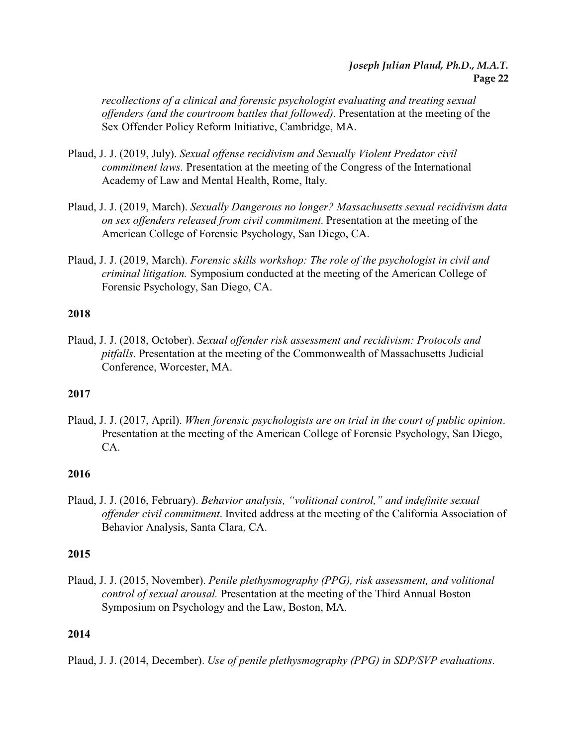*recollections of a clinical and forensic psychologist evaluating and treating sexual offenders (and the courtroom battles that followed)*. Presentation at the meeting of the Sex Offender Policy Reform Initiative, Cambridge, MA.

Plaud, J. J. (2019, July). *Sexual offense recidivism and Sexually Violent Predator civil commitment laws.* Presentation at the meeting of the Congress of the International Academy of Law and Mental Health, Rome, Italy.

Plaud, J. J. (2019, March). *Sexually Dangerous no longer? Massachusetts sexual recidivism data on sex offenders released from civil commitment*. Presentation at the meeting of the American College of Forensic Psychology, San Diego, CA.

Plaud, J. J. (2019, March). *Forensic skills workshop: The role of the psychologist in civil and criminal litigation.* Symposium conducted at the meeting of the American College of Forensic Psychology, San Diego, CA.

**2018**

Plaud, J. J. (2018, October). *Sexual offender risk assessment and recidivism: Protocols and pitfalls*. Presentation at the meeting of the Commonwealth of Massachusetts Judicial Conference, Worcester, MA.

**2017**

Plaud, J. J. (2017, April). *When forensic psychologists are on trial in the court of public opinion*. Presentation at the meeting of the American College of Forensic Psychology, San Diego, CA.

**2016**

Plaud, J. J. (2016, February). *Behavior analysis, "volitional control," and indefinite sexual offender civil commitment*. Invited address at the meeting of the California Association of Behavior Analysis, Santa Clara, CA.

**2015**

Plaud, J. J. (2015, November). *Penile plethysmography (PPG), risk assessment, and volitional control of sexual arousal.* Presentation at the meeting of the Third Annual Boston Symposium on Psychology and the Law, Boston, MA.

**2014**

Plaud, J. J. (2014, December). *Use of penile plethysmography (PPG) in SDP/SVP evaluations*.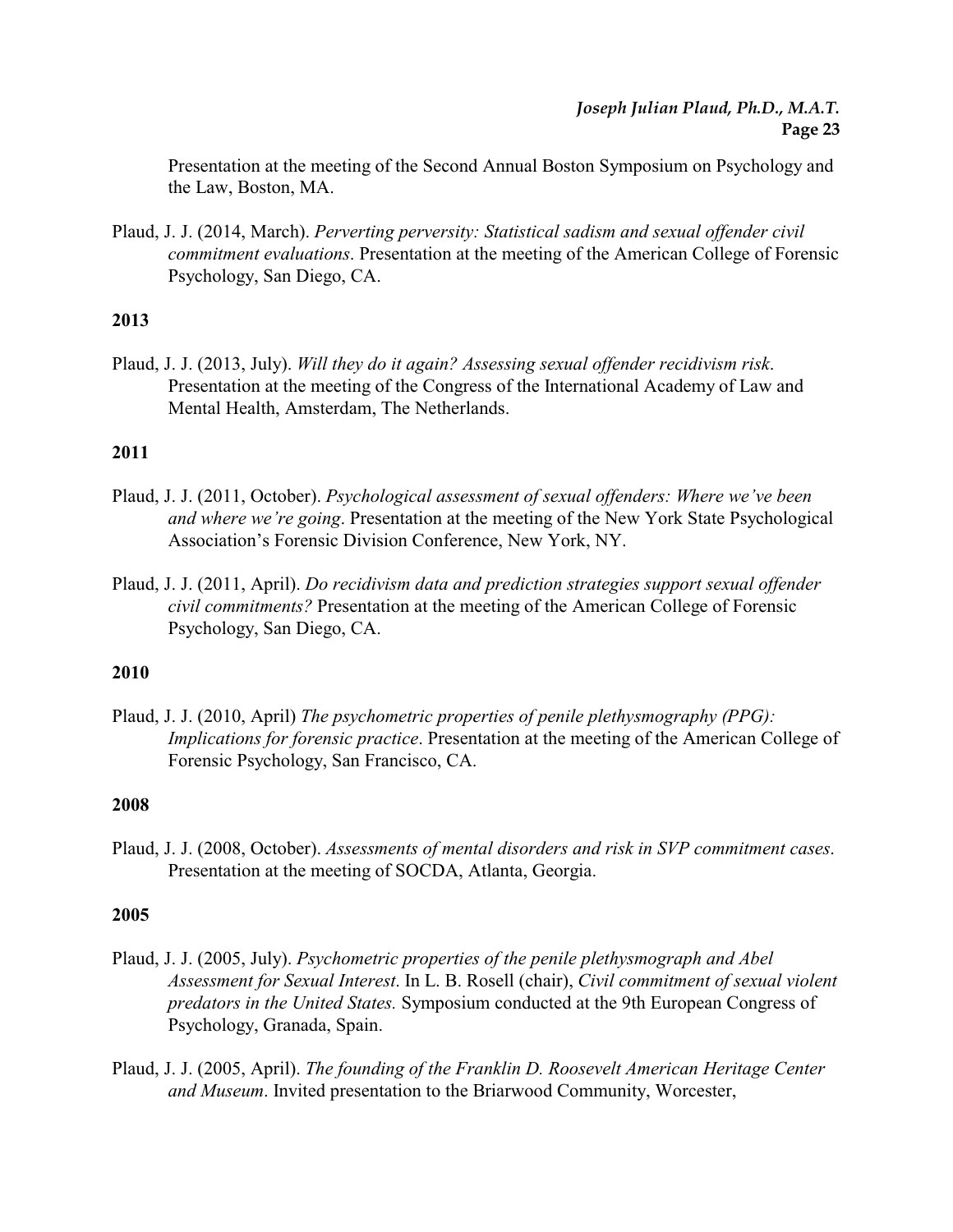Presentation at the meeting of the Second Annual Boston Symposium on Psychology and the Law, Boston, MA.

Plaud, J. J. (2014, March). *Perverting perversity: Statistical sadism and sexual offender civil commitment evaluations*. Presentation at the meeting of the American College of Forensic Psychology, San Diego, CA.

**2013**

Plaud, J. J. (2013, July). *Will they do it again? Assessing sexual offender recidivism risk*. Presentation at the meeting of the Congress of the International Academy of Law and Mental Health, Amsterdam, The Netherlands.

**2011**

Plaud, J. J. (2011, October). *Psychological assessment of sexual offenders: Where we've been and where we're going*. Presentation at the meeting of the New York State Psychological Association's Forensic Division Conference, New York, NY.

Plaud, J. J. (2011, April). *Do recidivism data and prediction strategies support sexual offender civil commitments?* Presentation at the meeting of the American College of Forensic Psychology, San Diego, CA.

**2010**

Plaud, J. J. (2010, April) *The psychometric properties of penile plethysmography (PPG): Implications for forensic practice*. Presentation at the meeting of the American College of Forensic Psychology, San Francisco, CA.

**2008**

Plaud, J. J. (2008, October). *Assessments of mental disorders and risk in SVP commitment cases*. Presentation at the meeting of SOCDA, Atlanta, Georgia.

**2005**

Plaud, J. J. (2005, July). *Psychometric properties of the penile plethysmograph and Abel Assessment for Sexual Interest*. In L. B. Rosell (chair), *Civil commitment of sexual violent predators in the United States.* Symposium conducted at the 9th European Congress of Psychology, Granada, Spain.

Plaud, J. J. (2005, April). *The founding of the Franklin D. Roosevelt American Heritage Center and Museum*. Invited presentation to the Briarwood Community, Worcester,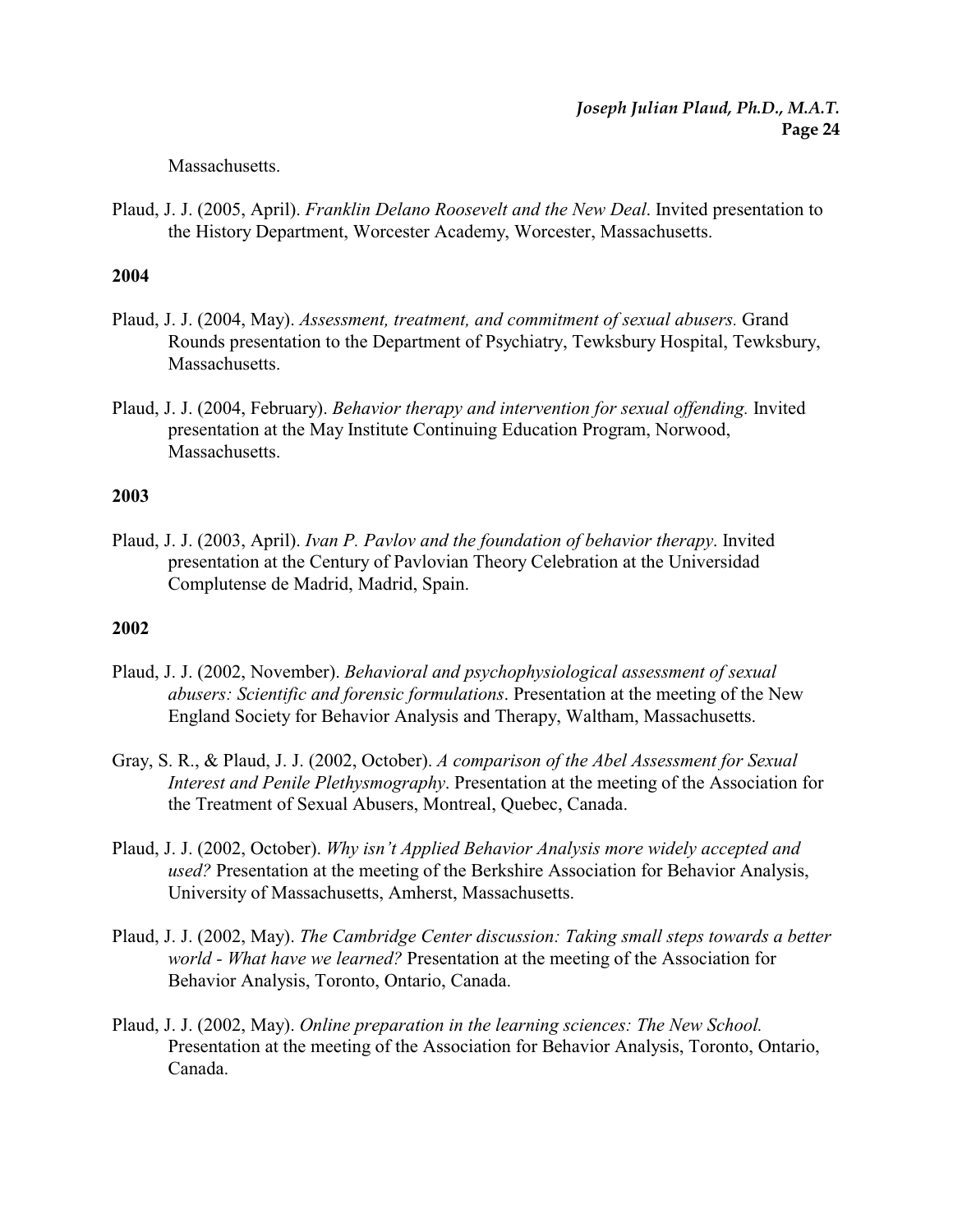Massachusetts.

Plaud, J. J. (2005, April). *Franklin Delano Roosevelt and the New Deal*. Invited presentation to the History Department, Worcester Academy, Worcester, Massachusetts.

**2004**

Plaud, J. J. (2004, May). *Assessment, treatment, and commitment of sexual abusers.* Grand Rounds presentation to the Department of Psychiatry, Tewksbury Hospital, Tewksbury, Massachusetts.

Plaud, J. J. (2004, February). *Behavior therapy and intervention for sexual offending.* Invited presentation at the May Institute Continuing Education Program, Norwood, Massachusetts.

**2003**

Plaud, J. J. (2003, April). *Ivan P. Pavlov and the foundation of behavior therapy*. Invited presentation at the Century of Pavlovian Theory Celebration at the Universidad Complutense de Madrid, Madrid, Spain.

**2002**

Plaud, J. J. (2002, November). *Behavioral and psychophysiological assessment of sexual abusers: Scientific and forensic formulations*. Presentation at the meeting of the New England Society for Behavior Analysis and Therapy, Waltham, Massachusetts.

Gray, S. R., & Plaud, J. J. (2002, October). *A comparison of the Abel Assessment for Sexual Interest and Penile Plethysmography*. Presentation at the meeting of the Association for the Treatment of Sexual Abusers, Montreal, Quebec, Canada.

Plaud, J. J. (2002, October). *Why isn't Applied Behavior Analysis more widely accepted and used?* Presentation at the meeting of the Berkshire Association for Behavior Analysis, University of Massachusetts, Amherst, Massachusetts.

Plaud, J. J. (2002, May). *The Cambridge Center discussion: Taking small steps towards a better world - What have we learned?* Presentation at the meeting of the Association for Behavior Analysis, Toronto, Ontario, Canada.

Plaud, J. J. (2002, May). *Online preparation in the learning sciences: The New School.* Presentation at the meeting of the Association for Behavior Analysis, Toronto, Ontario, Canada.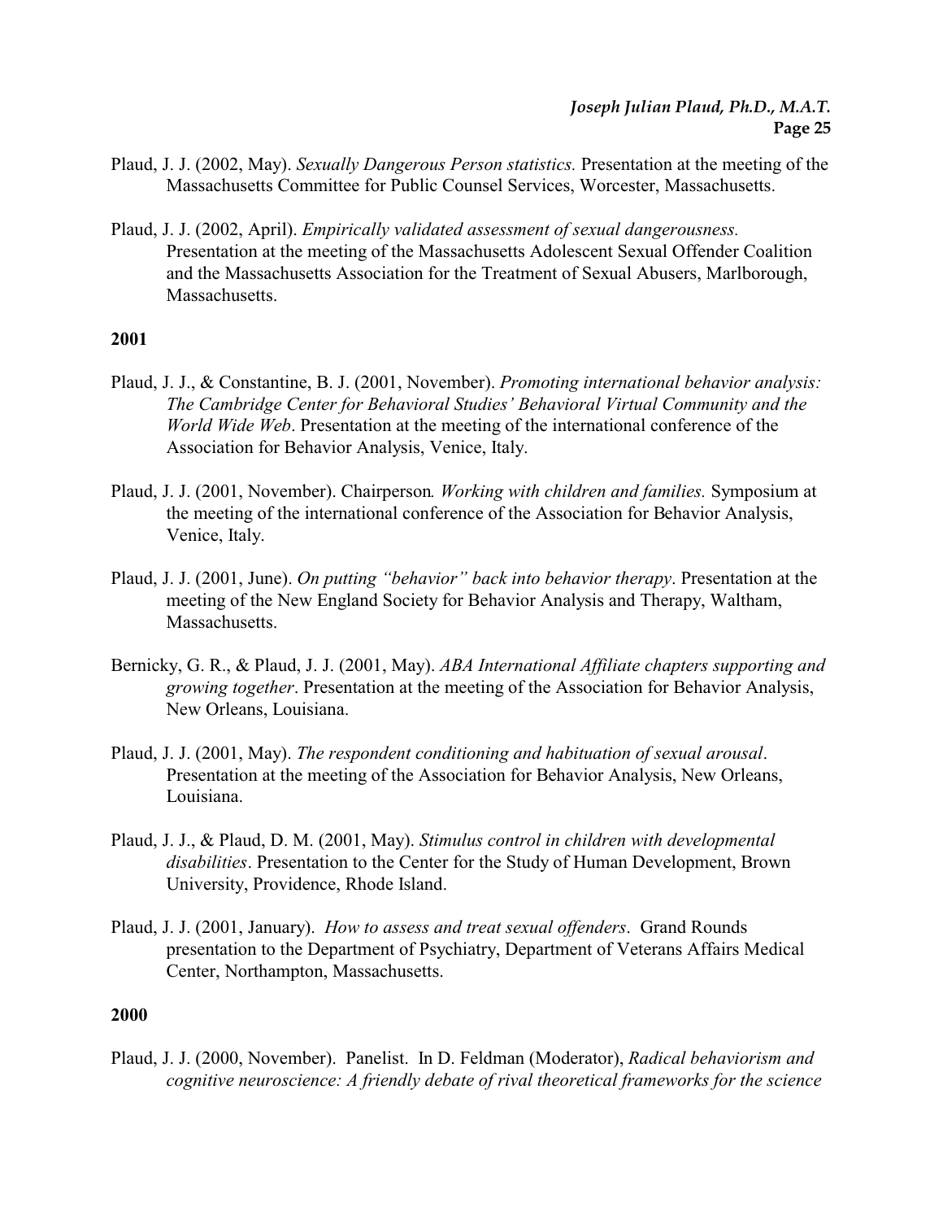Plaud, J. J. (2002, May). *Sexually Dangerous Person statistics.* Presentation at the meeting of the Massachusetts Committee for Public Counsel Services, Worcester, Massachusetts.

Plaud, J. J. (2002, April). *Empirically validated assessment of sexual dangerousness.* Presentation at the meeting of the Massachusetts Adolescent Sexual Offender Coalition and the Massachusetts Association for the Treatment of Sexual Abusers, Marlborough, Massachusetts.

**2001**

Plaud, J. J., & Constantine, B. J. (2001, November). *Promoting international behavior analysis: The Cambridge Center for Behavioral Studies' Behavioral Virtual Community and the World Wide Web*. Presentation at the meeting of the international conference of the Association for Behavior Analysis, Venice, Italy.

Plaud, J. J. (2001, November). Chairperson*. Working with children and families.* Symposium at the meeting of the international conference of the Association for Behavior Analysis, Venice, Italy.

Plaud, J. J. (2001, June). *On putting "behavior" back into behavior therapy*. Presentation at the meeting of the New England Society for Behavior Analysis and Therapy, Waltham, Massachusetts.

Bernicky, G. R., & Plaud, J. J. (2001, May). *ABA International Affiliate chapters supporting and growing together*. Presentation at the meeting of the Association for Behavior Analysis, New Orleans, Louisiana.

Plaud, J. J. (2001, May). *The respondent conditioning and habituation of sexual arousal*. Presentation at the meeting of the Association for Behavior Analysis, New Orleans, Louisiana.

Plaud, J. J., & Plaud, D. M. (2001, May). *Stimulus control in children with developmental disabilities*. Presentation to the Center for the Study of Human Development, Brown University, Providence, Rhode Island.

Plaud, J. J. (2001, January). *How to assess and treat sexual offenders*. Grand Rounds presentation to the Department of Psychiatry, Department of Veterans Affairs Medical Center, Northampton, Massachusetts.

**2000**

Plaud, J. J. (2000, November). Panelist. In D. Feldman (Moderator), *Radical behaviorism and cognitive neuroscience: A friendly debate of rival theoretical frameworks for the science*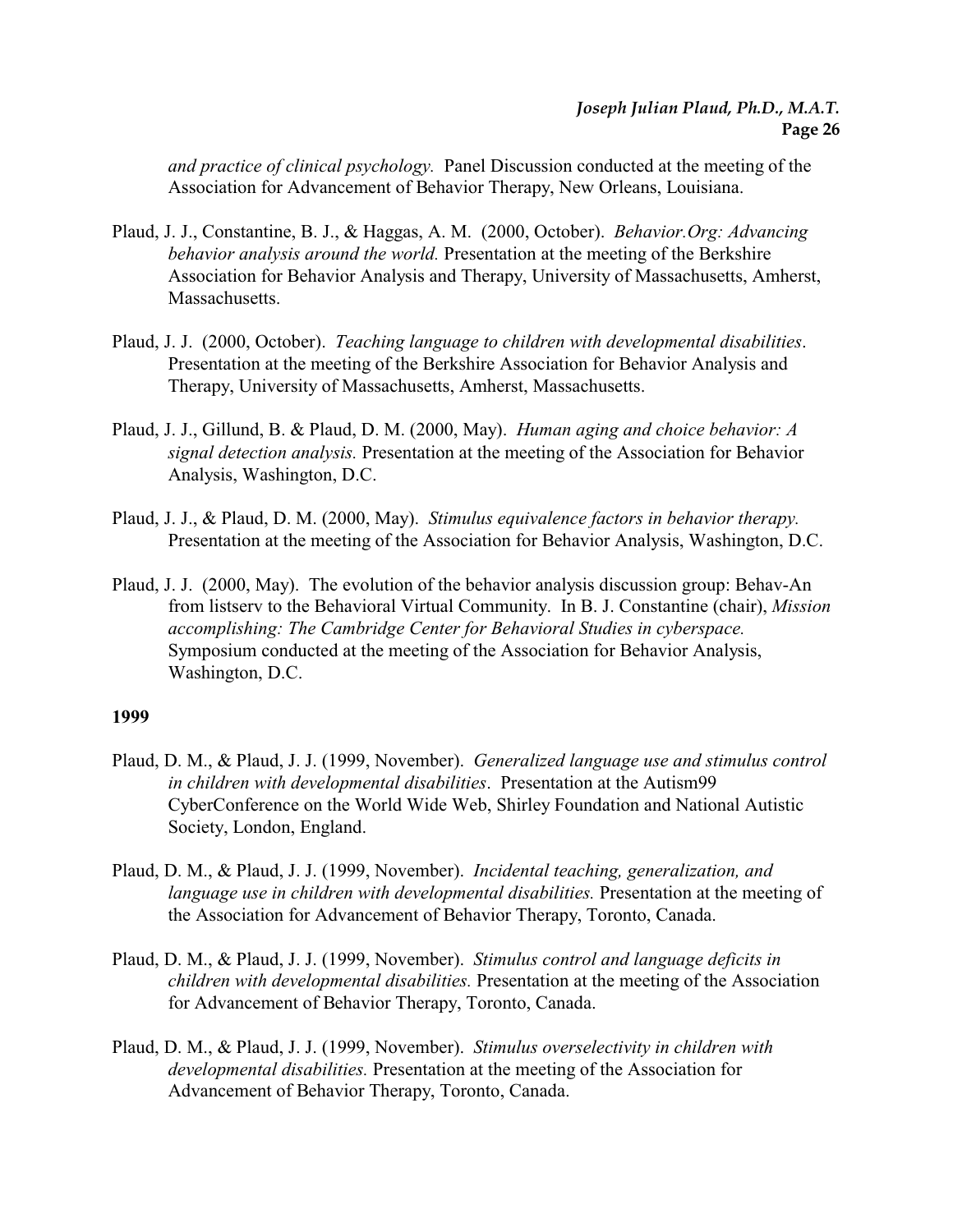*and practice of clinical psychology.* Panel Discussion conducted at the meeting of the Association for Advancement of Behavior Therapy, New Orleans, Louisiana.

Plaud, J. J., Constantine, B. J., & Haggas, A. M. (2000, October). *Behavior.Org: Advancing behavior analysis around the world.* Presentation at the meeting of the Berkshire Association for Behavior Analysis and Therapy, University of Massachusetts, Amherst, Massachusetts.

Plaud, J. J. (2000, October). *Teaching language to children with developmental disabilities*. Presentation at the meeting of the Berkshire Association for Behavior Analysis and Therapy, University of Massachusetts, Amherst, Massachusetts.

Plaud, J. J., Gillund, B. & Plaud, D. M. (2000, May). *Human aging and choice behavior: A signal detection analysis.* Presentation at the meeting of the Association for Behavior Analysis, Washington, D.C.

Plaud, J. J., & Plaud, D. M. (2000, May). *Stimulus equivalence factors in behavior therapy.* Presentation at the meeting of the Association for Behavior Analysis, Washington, D.C.

Plaud, J. J. (2000, May). The evolution of the behavior analysis discussion group: Behav-An from listserv to the Behavioral Virtual Community. In B. J. Constantine (chair), *Mission accomplishing: The Cambridge Center for Behavioral Studies in cyberspace.* Symposium conducted at the meeting of the Association for Behavior Analysis, Washington, D.C.

**1999**

Plaud, D. M., & Plaud, J. J. (1999, November). *Generalized language use and stimulus control in children with developmental disabilities*. Presentation at the Autism99 CyberConference on the World Wide Web, Shirley Foundation and National Autistic Society, London, England.

Plaud, D. M., & Plaud, J. J. (1999, November). *Incidental teaching, generalization, and language use in children with developmental disabilities.* Presentation at the meeting of the Association for Advancement of Behavior Therapy, Toronto, Canada.

Plaud, D. M., & Plaud, J. J. (1999, November). *Stimulus control and language deficits in children with developmental disabilities.* Presentation at the meeting of the Association for Advancement of Behavior Therapy, Toronto, Canada.

Plaud, D. M., & Plaud, J. J. (1999, November). *Stimulus overselectivity in children with developmental disabilities.* Presentation at the meeting of the Association for Advancement of Behavior Therapy, Toronto, Canada.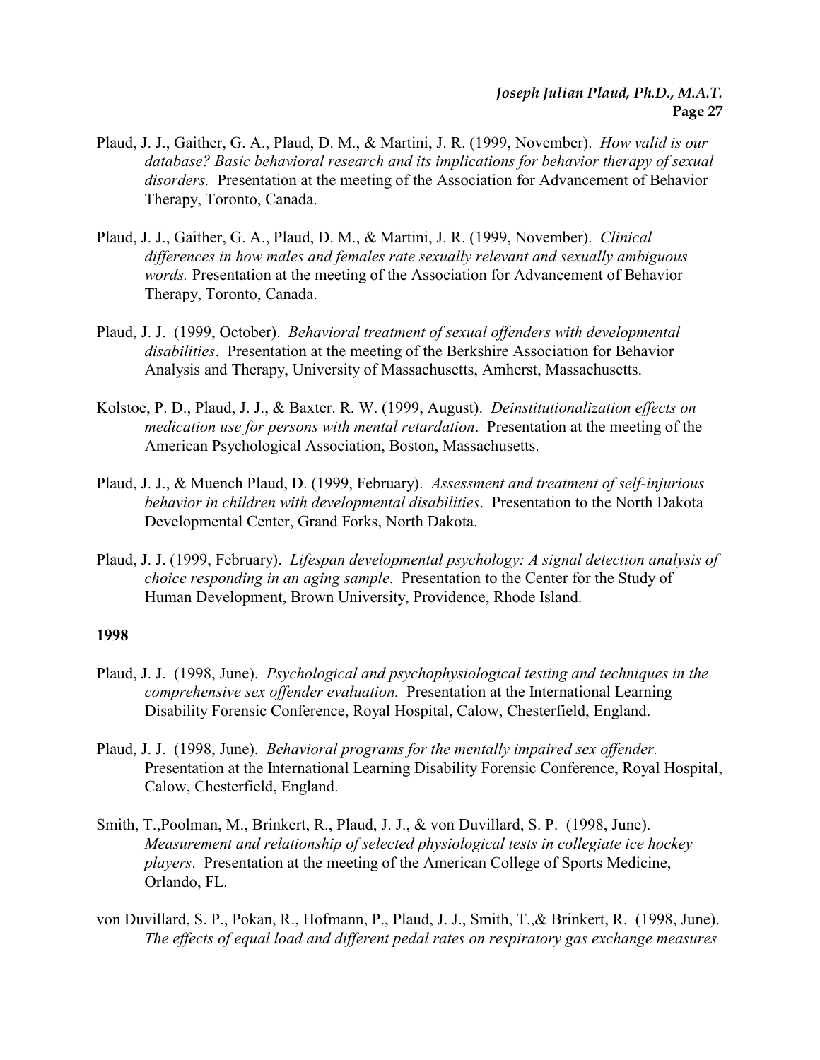Plaud, J. J., Gaither, G. A., Plaud, D. M., & Martini, J. R. (1999, November). *How valid is our database? Basic behavioral research and its implications for behavior therapy of sexual disorders.* Presentation at the meeting of the Association for Advancement of Behavior Therapy, Toronto, Canada.

Plaud, J. J., Gaither, G. A., Plaud, D. M., & Martini, J. R. (1999, November). *Clinical differences in how males and females rate sexually relevant and sexually ambiguous words.* Presentation at the meeting of the Association for Advancement of Behavior Therapy, Toronto, Canada.

Plaud, J. J. (1999, October). *Behavioral treatment of sexual offenders with developmental disabilities*. Presentation at the meeting of the Berkshire Association for Behavior Analysis and Therapy, University of Massachusetts, Amherst, Massachusetts.

Kolstoe, P. D., Plaud, J. J., & Baxter. R. W. (1999, August). *Deinstitutionalization effects on medication use for persons with mental retardation*. Presentation at the meeting of the American Psychological Association, Boston, Massachusetts.

Plaud, J. J., & Muench Plaud, D. (1999, February). *Assessment and treatment of self-injurious behavior in children with developmental disabilities*. Presentation to the North Dakota Developmental Center, Grand Forks, North Dakota.

Plaud, J. J. (1999, February). *Lifespan developmental psychology: A signal detection analysis of choice responding in an aging sample.* Presentation to the Center for the Study of Human Development, Brown University, Providence, Rhode Island.

**1998**

Plaud, J. J. (1998, June). *Psychological and psychophysiological testing and techniques in the comprehensive sex offender evaluation.* Presentation at the International Learning Disability Forensic Conference, Royal Hospital, Calow, Chesterfield, England.

Plaud, J. J. (1998, June). *Behavioral programs for the mentally impaired sex offender.* Presentation at the International Learning Disability Forensic Conference, Royal Hospital, Calow, Chesterfield, England.

Smith, T.,Poolman, M., Brinkert, R., Plaud, J. J., & von Duvillard, S. P. (1998, June). *Measurement and relationship of selected physiological tests in collegiate ice hockey players*. Presentation at the meeting of the American College of Sports Medicine, Orlando, FL.

von Duvillard, S. P., Pokan, R., Hofmann, P., Plaud, J. J., Smith, T.,& Brinkert, R. (1998, June). *The effects of equal load and different pedal rates on respiratory gas exchange measures*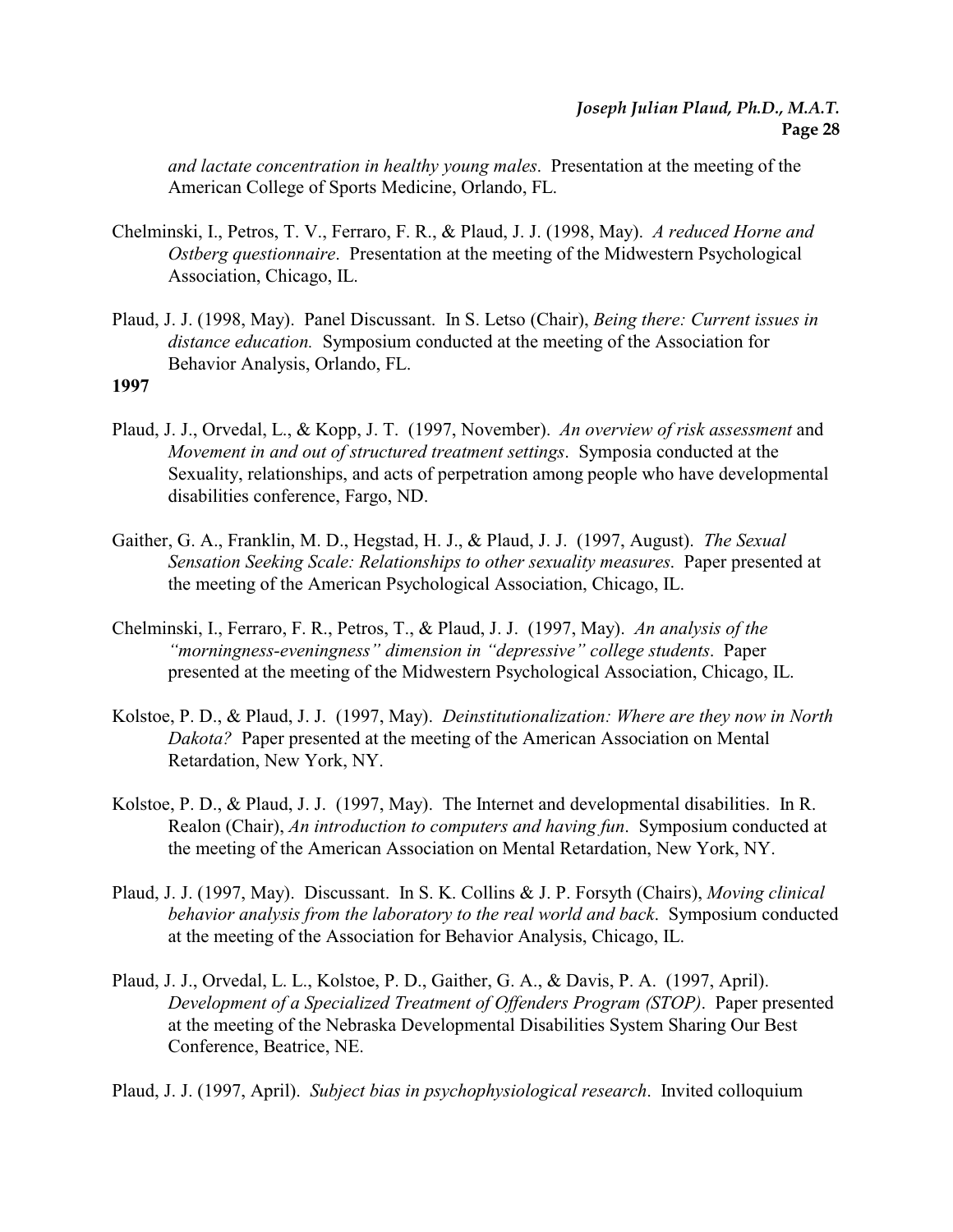*and lactate concentration in healthy young males*. Presentation at the meeting of the American College of Sports Medicine, Orlando, FL.

Chelminski, I., Petros, T. V., Ferraro, F. R., & Plaud, J. J. (1998, May). *A reduced Horne and Ostberg questionnaire*. Presentation at the meeting of the Midwestern Psychological Association, Chicago, IL.

Plaud, J. J. (1998, May). Panel Discussant. In S. Letso (Chair), *Being there: Current issues in distance education.* Symposium conducted at the meeting of the Association for Behavior Analysis, Orlando, FL.

**1997**

Plaud, J. J., Orvedal, L., & Kopp, J. T. (1997, November). *An overview of risk assessment* and *Movement in and out of structured treatment settings*. Symposia conducted at the Sexuality, relationships, and acts of perpetration among people who have developmental disabilities conference, Fargo, ND.

Gaither, G. A., Franklin, M. D., Hegstad, H. J., & Plaud, J. J. (1997, August). *The Sexual Sensation Seeking Scale: Relationships to other sexuality measures*. Paper presented at the meeting of the American Psychological Association, Chicago, IL.

Chelminski, I., Ferraro, F. R., Petros, T., & Plaud, J. J. (1997, May). *An analysis of the "morningness-eveningness" dimension in "depressive" college students*. Paper presented at the meeting of the Midwestern Psychological Association, Chicago, IL.

Kolstoe, P. D., & Plaud, J. J. (1997, May). *Deinstitutionalization: Where are they now in North Dakota?* Paper presented at the meeting of the American Association on Mental Retardation, New York, NY.

Kolstoe, P. D., & Plaud, J. J. (1997, May). The Internet and developmental disabilities. In R. Realon (Chair), *An introduction to computers and having fun*. Symposium conducted at the meeting of the American Association on Mental Retardation, New York, NY.

Plaud, J. J. (1997, May). Discussant. In S. K. Collins & J. P. Forsyth (Chairs), *Moving clinical behavior analysis from the laboratory to the real world and back*. Symposium conducted at the meeting of the Association for Behavior Analysis, Chicago, IL.

Plaud, J. J., Orvedal, L. L., Kolstoe, P. D., Gaither, G. A., & Davis, P. A. (1997, April). *Development of a Specialized Treatment of Offenders Program (STOP)*. Paper presented at the meeting of the Nebraska Developmental Disabilities System Sharing Our Best Conference, Beatrice, NE.

Plaud, J. J. (1997, April). *Subject bias in psychophysiological research*. Invited colloquium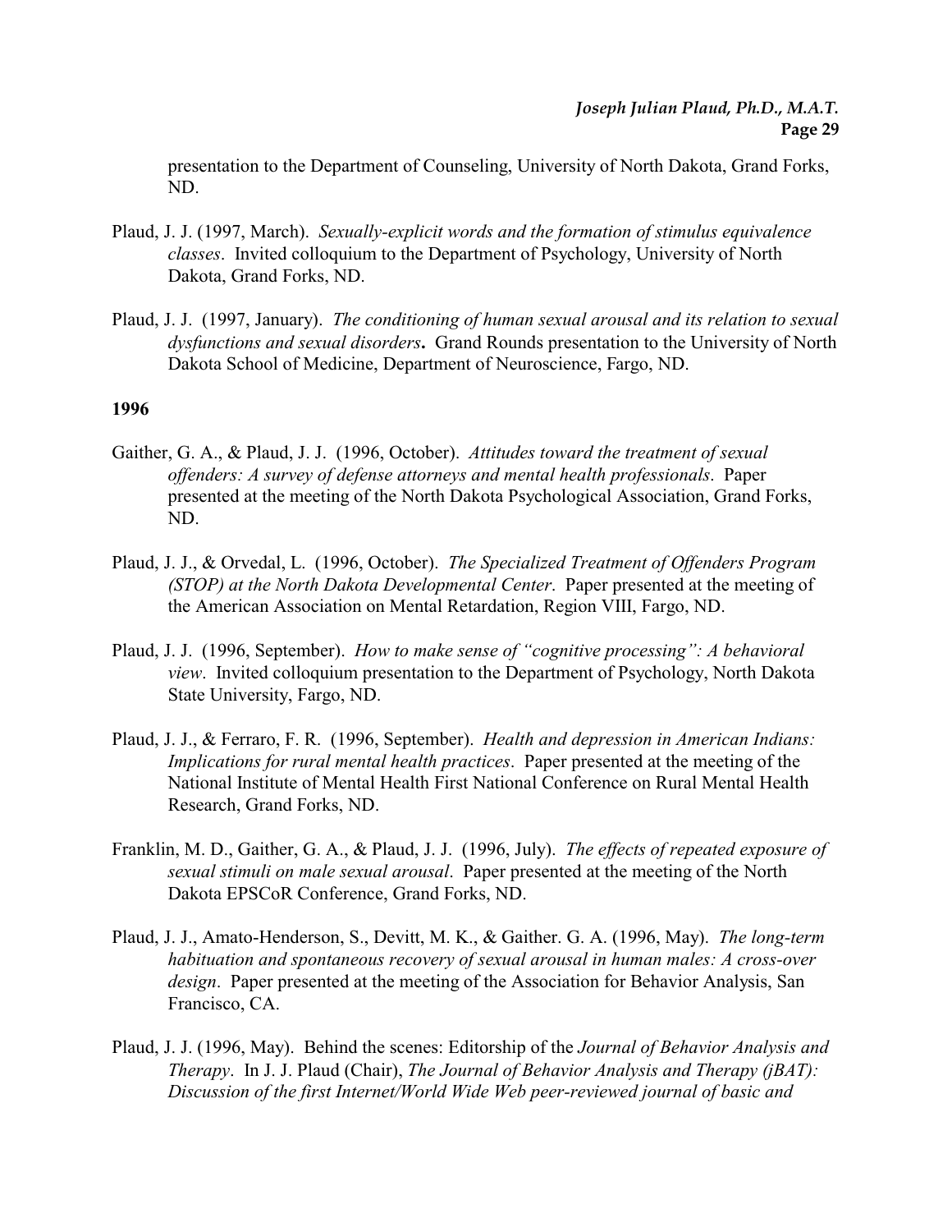presentation to the Department of Counseling, University of North Dakota, Grand Forks, ND.

Plaud, J. J. (1997, March). *Sexually-explicit words and the formation of stimulus equivalence classes*. Invited colloquium to the Department of Psychology, University of North Dakota, Grand Forks, ND.

Plaud, J. J. (1997, January). *The conditioning of human sexual arousal and its relation to sexual dysfunctions and sexual disorders***.** Grand Rounds presentation to the University of North Dakota School of Medicine, Department of Neuroscience, Fargo, ND.

**1996**

Gaither, G. A., & Plaud, J. J. (1996, October). *Attitudes toward the treatment of sexual offenders: A survey of defense attorneys and mental health professionals*. Paper presented at the meeting of the North Dakota Psychological Association, Grand Forks, ND.

Plaud, J. J., & Orvedal, L. (1996, October). *The Specialized Treatment of Offenders Program (STOP) at the North Dakota Developmental Center*. Paper presented at the meeting of the American Association on Mental Retardation, Region VIII, Fargo, ND.

Plaud, J. J. (1996, September). *How to make sense of "cognitive processing": A behavioral view*. Invited colloquium presentation to the Department of Psychology, North Dakota State University, Fargo, ND.

Plaud, J. J., & Ferraro, F. R. (1996, September). *Health and depression in American Indians: Implications for rural mental health practices*. Paper presented at the meeting of the National Institute of Mental Health First National Conference on Rural Mental Health Research, Grand Forks, ND.

Franklin, M. D., Gaither, G. A., & Plaud, J. J. (1996, July). *The effects of repeated exposure of sexual stimuli on male sexual arousal*. Paper presented at the meeting of the North Dakota EPSCoR Conference, Grand Forks, ND.

Plaud, J. J., Amato-Henderson, S., Devitt, M. K., & Gaither. G. A. (1996, May). *The long-term habituation and spontaneous recovery of sexual arousal in human males: A cross-over design*. Paper presented at the meeting of the Association for Behavior Analysis, San Francisco, CA.

Plaud, J. J. (1996, May). Behind the scenes: Editorship of the *Journal of Behavior Analysis and Therapy*. In J. J. Plaud (Chair), *The Journal of Behavior Analysis and Therapy (jBAT): Discussion of the first Internet/World Wide Web peer-reviewed journal of basic and*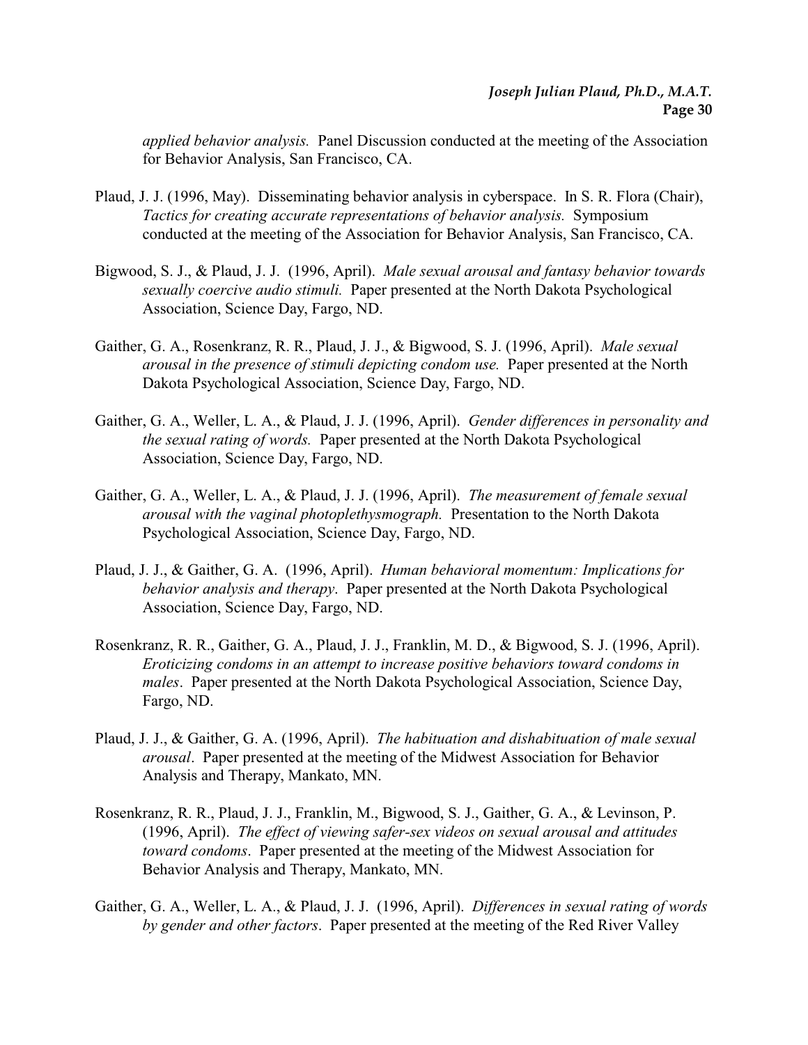*applied behavior analysis.* Panel Discussion conducted at the meeting of the Association for Behavior Analysis, San Francisco, CA.

Plaud, J. J. (1996, May). Disseminating behavior analysis in cyberspace. In S. R. Flora (Chair), *Tactics for creating accurate representations of behavior analysis.* Symposium conducted at the meeting of the Association for Behavior Analysis, San Francisco, CA.

Bigwood, S. J., & Plaud, J. J. (1996, April). *Male sexual arousal and fantasy behavior towards sexually coercive audio stimuli.* Paper presented at the North Dakota Psychological Association, Science Day, Fargo, ND.

Gaither, G. A., Rosenkranz, R. R., Plaud, J. J., & Bigwood, S. J. (1996, April). *Male sexual arousal in the presence of stimuli depicting condom use.* Paper presented at the North Dakota Psychological Association, Science Day, Fargo, ND.

Gaither, G. A., Weller, L. A., & Plaud, J. J. (1996, April). *Gender differences in personality and the sexual rating of words.* Paper presented at the North Dakota Psychological Association, Science Day, Fargo, ND.

Gaither, G. A., Weller, L. A., & Plaud, J. J. (1996, April). *The measurement of female sexual arousal with the vaginal photoplethysmograph.* Presentation to the North Dakota Psychological Association, Science Day, Fargo, ND.

Plaud, J. J., & Gaither, G. A. (1996, April). *Human behavioral momentum: Implications for behavior analysis and therapy.* Paper presented at the North Dakota Psychological Association, Science Day, Fargo, ND.

Rosenkranz, R. R., Gaither, G. A., Plaud, J. J., Franklin, M. D., & Bigwood, S. J. (1996, April). *Eroticizing condoms in an attempt to increase positive behaviors toward condoms in males*. Paper presented at the North Dakota Psychological Association, Science Day, Fargo, ND.

Plaud, J. J., & Gaither, G. A. (1996, April). *The habituation and dishabituation of male sexual arousal*. Paper presented at the meeting of the Midwest Association for Behavior Analysis and Therapy, Mankato, MN.

Rosenkranz, R. R., Plaud, J. J., Franklin, M., Bigwood, S. J., Gaither, G. A., & Levinson, P. (1996, April). *The effect of viewing safer-sex videos on sexual arousal and attitudes toward condoms*. Paper presented at the meeting of the Midwest Association for Behavior Analysis and Therapy, Mankato, MN.

Gaither, G. A., Weller, L. A., & Plaud, J. J. (1996, April). *Differences in sexual rating of words by gender and other factors*. Paper presented at the meeting of the Red River Valley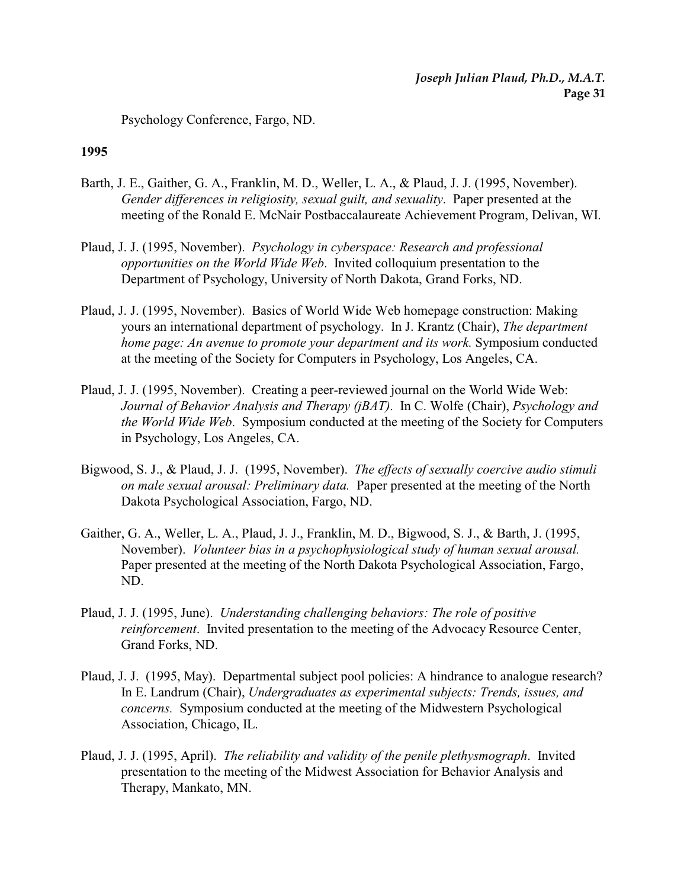Psychology Conference, Fargo, ND.

**1995**

Barth, J. E., Gaither, G. A., Franklin, M. D., Weller, L. A., & Plaud, J. J. (1995, November). *Gender differences in religiosity, sexual guilt, and sexuality*. Paper presented at the meeting of the Ronald E. McNair Postbaccalaureate Achievement Program, Delivan, WI.

Plaud, J. J. (1995, November). *Psychology in cyberspace: Research and professional opportunities on the World Wide Web*. Invited colloquium presentation to the Department of Psychology, University of North Dakota, Grand Forks, ND.

Plaud, J. J. (1995, November). Basics of World Wide Web homepage construction: Making yours an international department of psychology. In J. Krantz (Chair), *The department home page: An avenue to promote your department and its work.* Symposium conducted at the meeting of the Society for Computers in Psychology, Los Angeles, CA.

Plaud, J. J. (1995, November). Creating a peer-reviewed journal on the World Wide Web: *Journal of Behavior Analysis and Therapy (jBAT)*. In C. Wolfe (Chair), *Psychology and the World Wide Web*. Symposium conducted at the meeting of the Society for Computers in Psychology, Los Angeles, CA.

Bigwood, S. J., & Plaud, J. J. (1995, November). *The effects of sexually coercive audio stimuli on male sexual arousal: Preliminary data.* Paper presented at the meeting of the North Dakota Psychological Association, Fargo, ND.

Gaither, G. A., Weller, L. A., Plaud, J. J., Franklin, M. D., Bigwood, S. J., & Barth, J. (1995, November). *Volunteer bias in a psychophysiological study of human sexual arousal.* Paper presented at the meeting of the North Dakota Psychological Association, Fargo, ND.

Plaud, J. J. (1995, June). *Understanding challenging behaviors: The role of positive reinforcement*. Invited presentation to the meeting of the Advocacy Resource Center, Grand Forks, ND.

Plaud, J. J. (1995, May). Departmental subject pool policies: A hindrance to analogue research? In E. Landrum (Chair), *Undergraduates as experimental subjects: Trends, issues, and concerns.* Symposium conducted at the meeting of the Midwestern Psychological Association, Chicago, IL.

Plaud, J. J. (1995, April). *The reliability and validity of the penile plethysmograph*. Invited presentation to the meeting of the Midwest Association for Behavior Analysis and Therapy, Mankato, MN.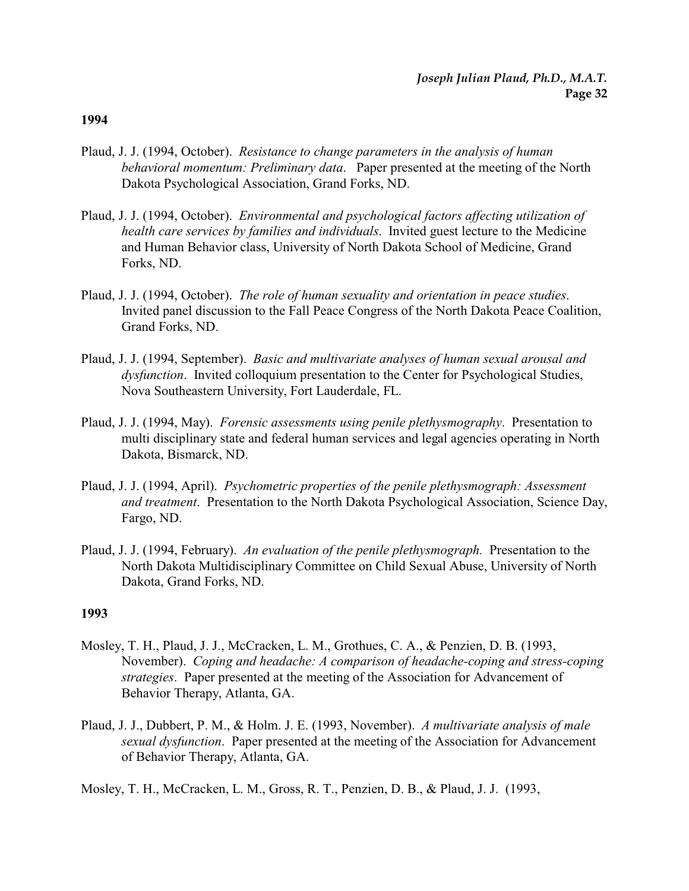**1994**

Plaud, J. J. (1994, October). *Resistance to change parameters in the analysis of human behavioral momentum: Preliminary data*. Paper presented at the meeting of the North Dakota Psychological Association, Grand Forks, ND.

Plaud, J. J. (1994, October). *Environmental and psychological factors affecting utilization of health care services by families and individuals*. Invited guest lecture to the Medicine and Human Behavior class, University of North Dakota School of Medicine, Grand Forks, ND.

Plaud, J. J. (1994, October). *The role of human sexuality and orientation in peace studies*. Invited panel discussion to the Fall Peace Congress of the North Dakota Peace Coalition, Grand Forks, ND.

Plaud, J. J. (1994, September). *Basic and multivariate analyses of human sexual arousal and dysfunction*. Invited colloquium presentation to the Center for Psychological Studies, Nova Southeastern University, Fort Lauderdale, FL.

Plaud, J. J. (1994, May). *Forensic assessments using penile plethysmography*. Presentation to multi disciplinary state and federal human services and legal agencies operating in North Dakota, Bismarck, ND.

Plaud, J. J. (1994, April). *Psychometric properties of the penile plethysmograph: Assessment and treatment*. Presentation to the North Dakota Psychological Association, Science Day, Fargo, ND.

Plaud, J. J. (1994, February). *An evaluation of the penile plethysmograph.* Presentation to the North Dakota Multidisciplinary Committee on Child Sexual Abuse, University of North Dakota, Grand Forks, ND.

**1993**

Mosley, T. H., Plaud, J. J., McCracken, L. M., Grothues, C. A., & Penzien, D. B. (1993, November). *Coping and headache: A comparison of headache-coping and stress-coping strategies*. Paper presented at the meeting of the Association for Advancement of Behavior Therapy, Atlanta, GA.

Plaud, J. J., Dubbert, P. M., & Holm. J. E. (1993, November). *A multivariate analysis of male sexual dysfunction*. Paper presented at the meeting of the Association for Advancement of Behavior Therapy, Atlanta, GA.

Mosley, T. H., McCracken, L. M., Gross, R. T., Penzien, D. B., & Plaud, J. J. (1993,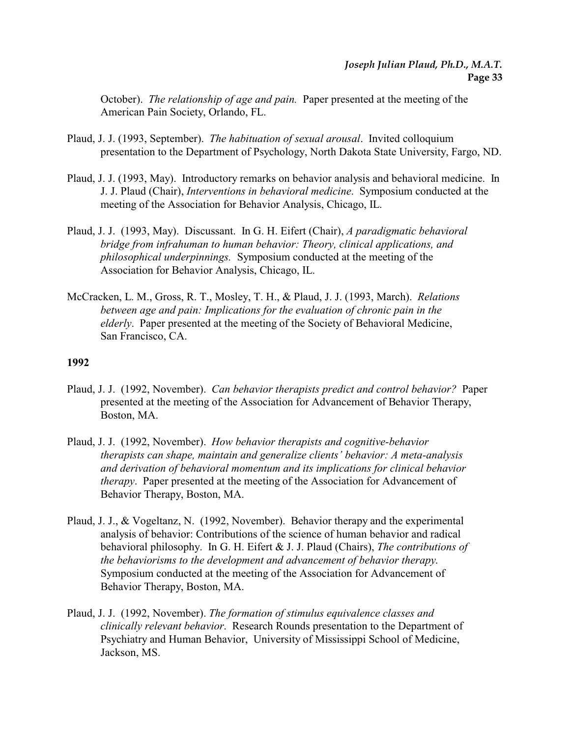October). *The relationship of age and pain.* Paper presented at the meeting of the American Pain Society, Orlando, FL.

Plaud, J. J. (1993, September). *The habituation of sexual arousal*. Invited colloquium presentation to the Department of Psychology, North Dakota State University, Fargo, ND.

Plaud, J. J. (1993, May). Introductory remarks on behavior analysis and behavioral medicine. In J. J. Plaud (Chair), *Interventions in behavioral medicine*. Symposium conducted at the meeting of the Association for Behavior Analysis, Chicago, IL.

Plaud, J. J. (1993, May). Discussant. In G. H. Eifert (Chair), *A paradigmatic behavioral bridge from infrahuman to human behavior: Theory, clinical applications, and philosophical underpinnings.* Symposium conducted at the meeting of the Association for Behavior Analysis, Chicago, IL.

McCracken, L. M., Gross, R. T., Mosley, T. H., & Plaud, J. J. (1993, March). *Relations between age and pain: Implications for the evaluation of chronic pain in the elderly*. Paper presented at the meeting of the Society of Behavioral Medicine, San Francisco, CA.

**1992**

Plaud, J. J. (1992, November). *Can behavior therapists predict and control behavior?* Paper presented at the meeting of the Association for Advancement of Behavior Therapy, Boston, MA.

Plaud, J. J. (1992, November). *How behavior therapists and cognitive-behavior therapists can shape, maintain and generalize clients' behavior: A meta-analysis and derivation of behavioral momentum and its implications for clinical behavior therapy*. Paper presented at the meeting of the Association for Advancement of Behavior Therapy, Boston, MA.

Plaud, J. J., & Vogeltanz, N. (1992, November). Behavior therapy and the experimental analysis of behavior: Contributions of the science of human behavior and radical behavioral philosophy. In G. H. Eifert & J. J. Plaud (Chairs), *The contributions of the behaviorisms to the development and advancement of behavior therapy.* Symposium conducted at the meeting of the Association for Advancement of Behavior Therapy, Boston, MA.

Plaud, J. J. (1992, November). *The formation of stimulus equivalence classes and clinically relevant behavior*. Research Rounds presentation to the Department of Psychiatry and Human Behavior, University of Mississippi School of Medicine, Jackson, MS.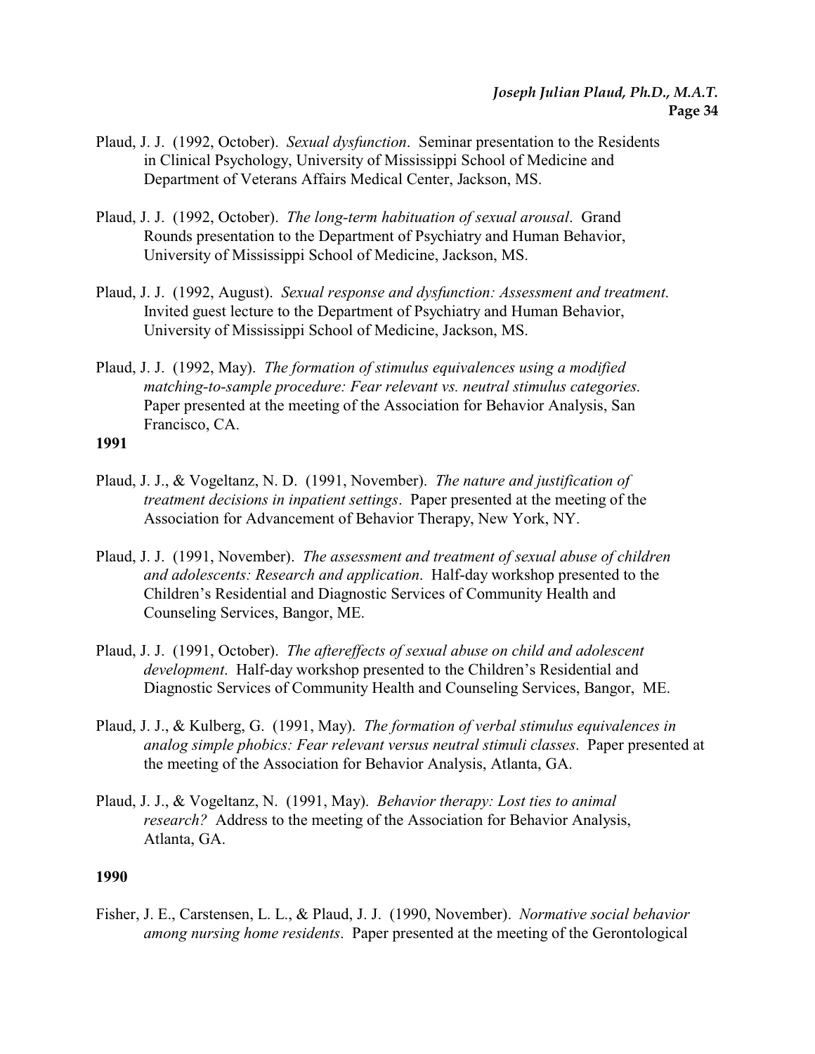Plaud, J. J. (1992, October). *Sexual dysfunction*. Seminar presentation to the Residents in Clinical Psychology, University of Mississippi School of Medicine and Department of Veterans Affairs Medical Center, Jackson, MS.

Plaud, J. J. (1992, October). *The long-term habituation of sexual arousal*. Grand Rounds presentation to the Department of Psychiatry and Human Behavior, University of Mississippi School of Medicine, Jackson, MS.

Plaud, J. J. (1992, August). *Sexual response and dysfunction: Assessment and treatment.* Invited guest lecture to the Department of Psychiatry and Human Behavior, University of Mississippi School of Medicine, Jackson, MS.

Plaud, J. J. (1992, May). *The formation of stimulus equivalences using a modified matching-to-sample procedure: Fear relevant vs. neutral stimulus categories.* Paper presented at the meeting of the Association for Behavior Analysis, San Francisco, CA.

**1991**

Plaud, J. J., & Vogeltanz, N. D. (1991, November). *The nature and justification of treatment decisions in inpatient settings*. Paper presented at the meeting of the Association for Advancement of Behavior Therapy, New York, NY.

Plaud, J. J. (1991, November). *The assessment and treatment of sexual abuse of children and adolescents: Research and application*. Half-day workshop presented to the Children's Residential and Diagnostic Services of Community Health and Counseling Services, Bangor, ME.

Plaud, J. J. (1991, October). *The aftereffects of sexual abuse on child and adolescent development*. Half-day workshop presented to the Children's Residential and Diagnostic Services of Community Health and Counseling Services, Bangor, ME.

Plaud, J. J., & Kulberg, G. (1991, May). *The formation of verbal stimulus equivalences in analog simple phobics: Fear relevant versus neutral stimuli classes*. Paper presented at the meeting of the Association for Behavior Analysis, Atlanta, GA.

Plaud, J. J., & Vogeltanz, N. (1991, May). *Behavior therapy: Lost ties to animal research?* Address to the meeting of the Association for Behavior Analysis, Atlanta, GA.

**1990**

Fisher, J. E., Carstensen, L. L., & Plaud, J. J. (1990, November). *Normative social behavior among nursing home residents*. Paper presented at the meeting of the Gerontological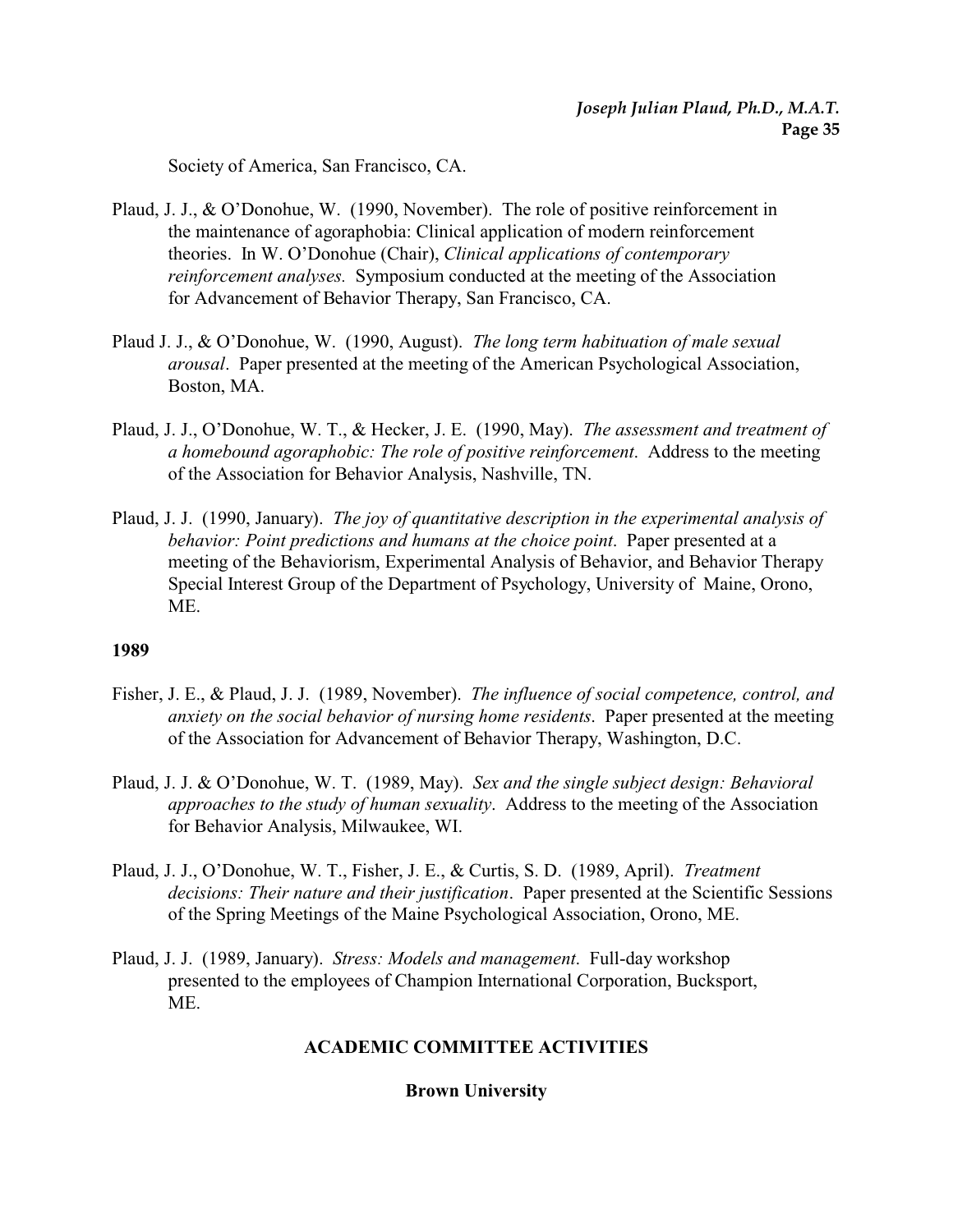Society of America, San Francisco, CA.

Plaud, J. J., & O'Donohue, W. (1990, November). The role of positive reinforcement in the maintenance of agoraphobia: Clinical application of modern reinforcement theories. In W. O'Donohue (Chair), *Clinical applications of contemporary reinforcement analyses.* Symposium conducted at the meeting of the Association for Advancement of Behavior Therapy, San Francisco, CA.

Plaud J. J., & O'Donohue, W. (1990, August). *The long term habituation of male sexual arousal*. Paper presented at the meeting of the American Psychological Association, Boston, MA.

Plaud, J. J., O'Donohue, W. T., & Hecker, J. E. (1990, May). *The assessment and treatment of a homebound agoraphobic: The role of positive reinforcement*. Address to the meeting of the Association for Behavior Analysis, Nashville, TN.

Plaud, J. J. (1990, January). *The joy of quantitative description in the experimental analysis of behavior: Point predictions and humans at the choice point*. Paper presented at a meeting of the Behaviorism, Experimental Analysis of Behavior, and Behavior Therapy Special Interest Group of the Department of Psychology, University of Maine, Orono, ME.

**1989**

Fisher, J. E., & Plaud, J. J. (1989, November). *The influence of social competence, control, and anxiety on the social behavior of nursing home residents.* Paper presented at the meeting of the Association for Advancement of Behavior Therapy, Washington, D.C.

Plaud, J. J. & O'Donohue, W. T. (1989, May). *Sex and the single subject design: Behavioral approaches to the study of human sexuality*. Address to the meeting of the Association for Behavior Analysis, Milwaukee, WI.

Plaud, J. J., O'Donohue, W. T., Fisher, J. E., & Curtis, S. D. (1989, April). *Treatment decisions: Their nature and their justification*. Paper presented at the Scientific Sessions of the Spring Meetings of the Maine Psychological Association, Orono, ME.

Plaud, J. J. (1989, January). *Stress: Models and management*. Full-day workshop presented to the employees of Champion International Corporation, Bucksport, ME.

## ACADEMIC COMMITTEE ACTIVITIES

### Brown University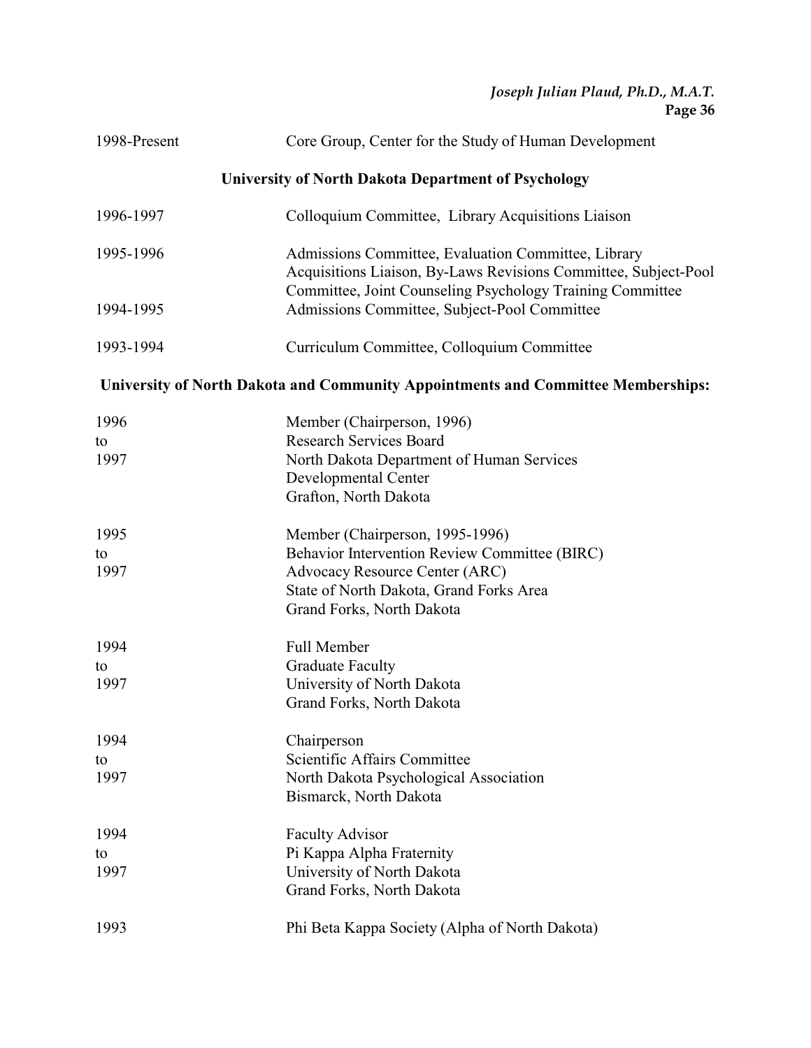1998-Present  Core Group, Center for the Study of Human Development

**University of North Dakota Department of Psychology**

1996-1997  Colloquium Committee, Library Acquisitions Liaison

1995-1996  Admissions Committee, Evaluation Committee, Library Acquisitions Liaison, By-Laws Revisions Committee, Subject-Pool Committee, Joint Counseling Psychology Training Committee

1994-1995  Admissions Committee, Subject-Pool Committee

1993-1994  Curriculum Committee, Colloquium Committee

**University of North Dakota and Community Appointments and Committee Memberships:**

1996 to 1997
Member (Chairperson, 1996)
Research Services Board
North Dakota Department of Human Services
Developmental Center
Grafton, North Dakota

1995 to 1997
Member (Chairperson, 1995-1996)
Behavior Intervention Review Committee (BIRC)
Advocacy Resource Center (ARC)
State of North Dakota, Grand Forks Area
Grand Forks, North Dakota

1994 to 1997
Full Member
Graduate Faculty
University of North Dakota
Grand Forks, North Dakota

1994 to 1997
Chairperson
Scientific Affairs Committee
North Dakota Psychological Association
Bismarck, North Dakota

1994 to 1997
Faculty Advisor
Pi Kappa Alpha Fraternity
University of North Dakota
Grand Forks, North Dakota

1993
Phi Beta Kappa Society (Alpha of North Dakota)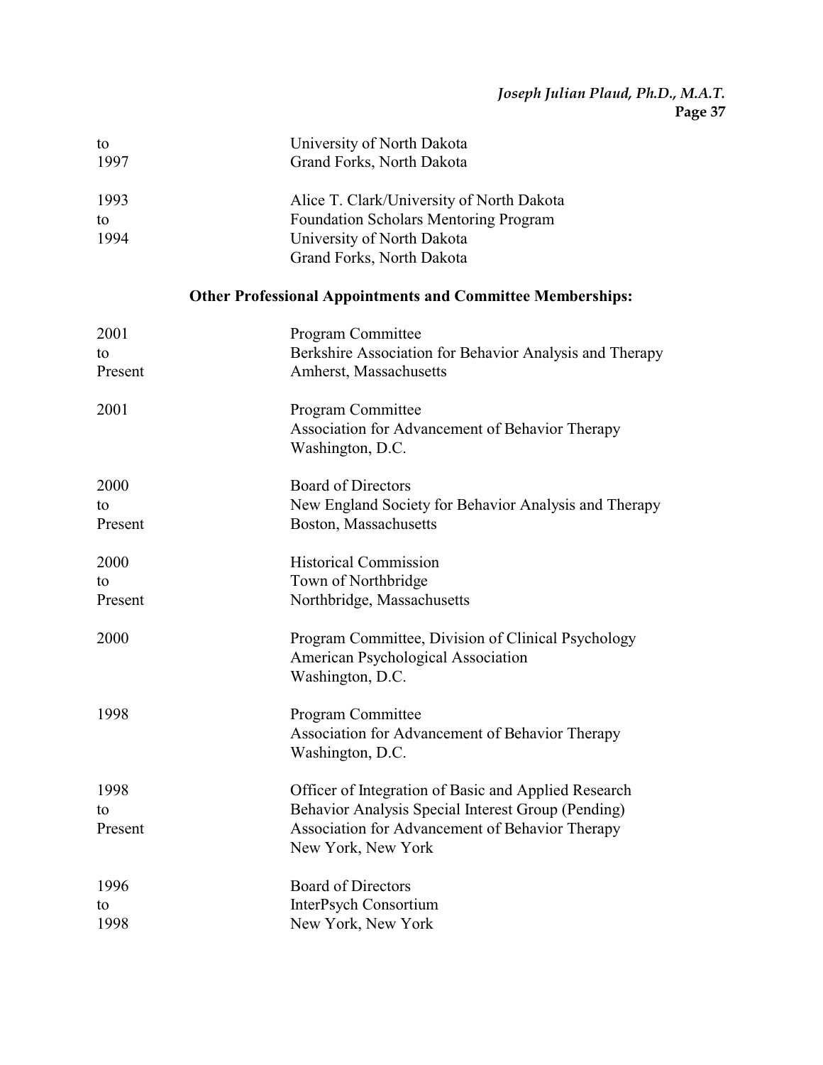| | |
|---|---|
| to 1997 | University of North Dakota<br>Grand Forks, North Dakota |
| 1993 to 1994 | Alice T. Clark/University of North Dakota<br>Foundation Scholars Mentoring Program<br>University of North Dakota<br>Grand Forks, North Dakota |

### Other Professional Appointments and Committee Memberships:

| | |
|---|---|
| 2001 to Present | Program Committee<br>Berkshire Association for Behavior Analysis and Therapy<br>Amherst, Massachusetts |
| 2001 | Program Committee<br>Association for Advancement of Behavior Therapy<br>Washington, D.C. |
| 2000 to Present | Board of Directors<br>New England Society for Behavior Analysis and Therapy<br>Boston, Massachusetts |
| 2000 to Present | Historical Commission<br>Town of Northbridge<br>Northbridge, Massachusetts |
| 2000 | Program Committee, Division of Clinical Psychology<br>American Psychological Association<br>Washington, D.C. |
| 1998 | Program Committee<br>Association for Advancement of Behavior Therapy<br>Washington, D.C. |
| 1998 to Present | Officer of Integration of Basic and Applied Research<br>Behavior Analysis Special Interest Group (Pending)<br>Association for Advancement of Behavior Therapy<br>New York, New York |
| 1996 to 1998 | Board of Directors<br>InterPsych Consortium<br>New York, New York |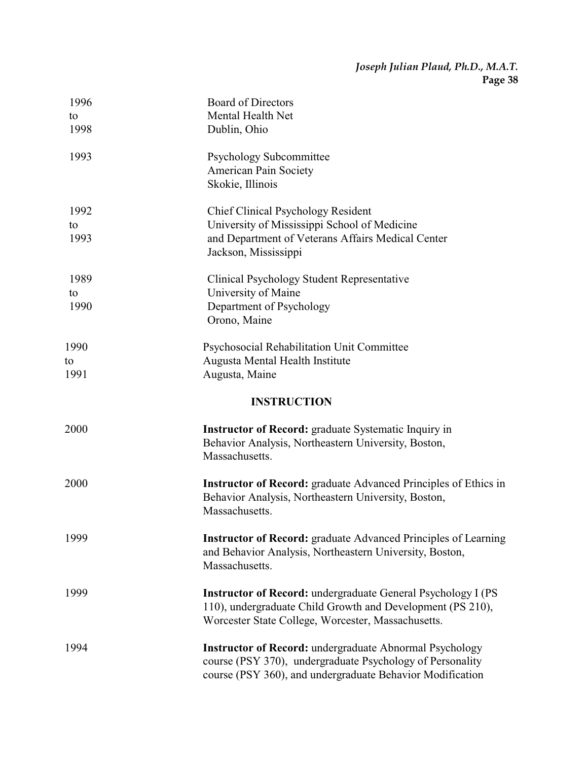1996 to 1998
Board of Directors
Mental Health Net
Dublin, Ohio

1993
Psychology Subcommittee
American Pain Society
Skokie, Illinois

1992 to 1993
Chief Clinical Psychology Resident
University of Mississippi School of Medicine
and Department of Veterans Affairs Medical Center
Jackson, Mississippi

1989 to 1990
Clinical Psychology Student Representative
University of Maine
Department of Psychology
Orono, Maine

1990 to 1991
Psychosocial Rehabilitation Unit Committee
Augusta Mental Health Institute
Augusta, Maine

## INSTRUCTION

2000
**Instructor of Record:** graduate Systematic Inquiry in Behavior Analysis, Northeastern University, Boston, Massachusetts.

2000
**Instructor of Record:** graduate Advanced Principles of Ethics in Behavior Analysis, Northeastern University, Boston, Massachusetts.

1999
**Instructor of Record:** graduate Advanced Principles of Learning and Behavior Analysis, Northeastern University, Boston, Massachusetts.

1999
**Instructor of Record:** undergraduate General Psychology I (PS 110), undergraduate Child Growth and Development (PS 210), Worcester State College, Worcester, Massachusetts.

1994
**Instructor of Record:** undergraduate Abnormal Psychology course (PSY 370), undergraduate Psychology of Personality course (PSY 360), and undergraduate Behavior Modification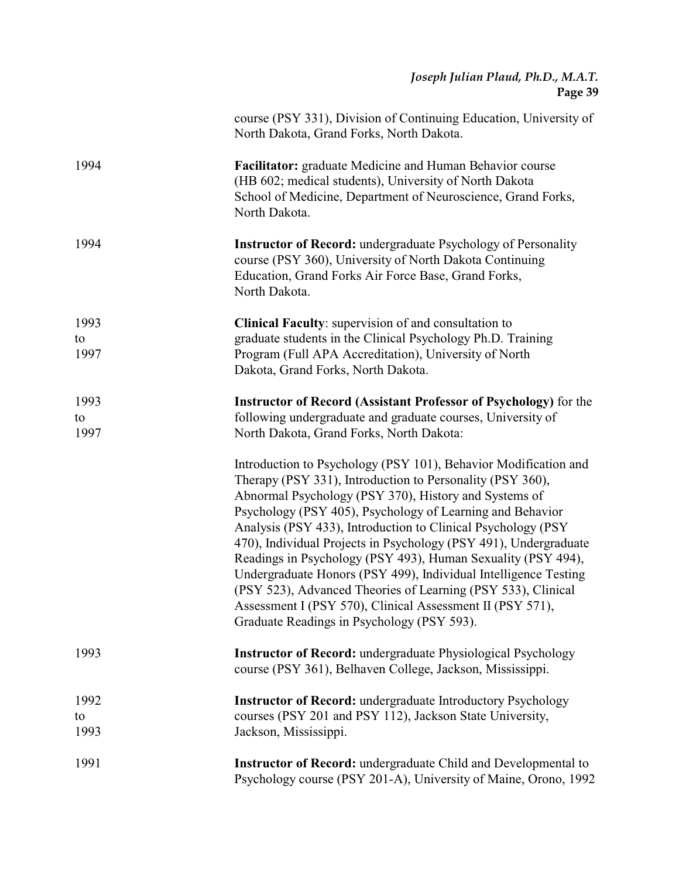course (PSY 331), Division of Continuing Education, University of North Dakota, Grand Forks, North Dakota.

| | |
|---|---|
| 1994 | **Facilitator:** graduate Medicine and Human Behavior course (HB 602; medical students), University of North Dakota School of Medicine, Department of Neuroscience, Grand Forks, North Dakota. |
| 1994 | **Instructor of Record:** undergraduate Psychology of Personality course (PSY 360), University of North Dakota Continuing Education, Grand Forks Air Force Base, Grand Forks, North Dakota. |
| 1993 to 1997 | **Clinical Faculty**: supervision of and consultation to graduate students in the Clinical Psychology Ph.D. Training Program (Full APA Accreditation), University of North Dakota, Grand Forks, North Dakota. |
| 1993 to 1997 | **Instructor of Record (Assistant Professor of Psychology)** for the following undergraduate and graduate courses, University of North Dakota, Grand Forks, North Dakota: |
| | Introduction to Psychology (PSY 101), Behavior Modification and Therapy (PSY 331), Introduction to Personality (PSY 360), Abnormal Psychology (PSY 370), History and Systems of Psychology (PSY 405), Psychology of Learning and Behavior Analysis (PSY 433), Introduction to Clinical Psychology (PSY 470), Individual Projects in Psychology (PSY 491), Undergraduate Readings in Psychology (PSY 493), Human Sexuality (PSY 494), Undergraduate Honors (PSY 499), Individual Intelligence Testing (PSY 523), Advanced Theories of Learning (PSY 533), Clinical Assessment I (PSY 570), Clinical Assessment II (PSY 571), Graduate Readings in Psychology (PSY 593). |
| 1993 | **Instructor of Record:** undergraduate Physiological Psychology course (PSY 361), Belhaven College, Jackson, Mississippi. |
| 1992 to 1993 | **Instructor of Record:** undergraduate Introductory Psychology courses (PSY 201 and PSY 112), Jackson State University, Jackson, Mississippi. |
| 1991 to 1992 | **Instructor of Record:** undergraduate Child and Developmental Psychology course (PSY 201-A), University of Maine, Orono, |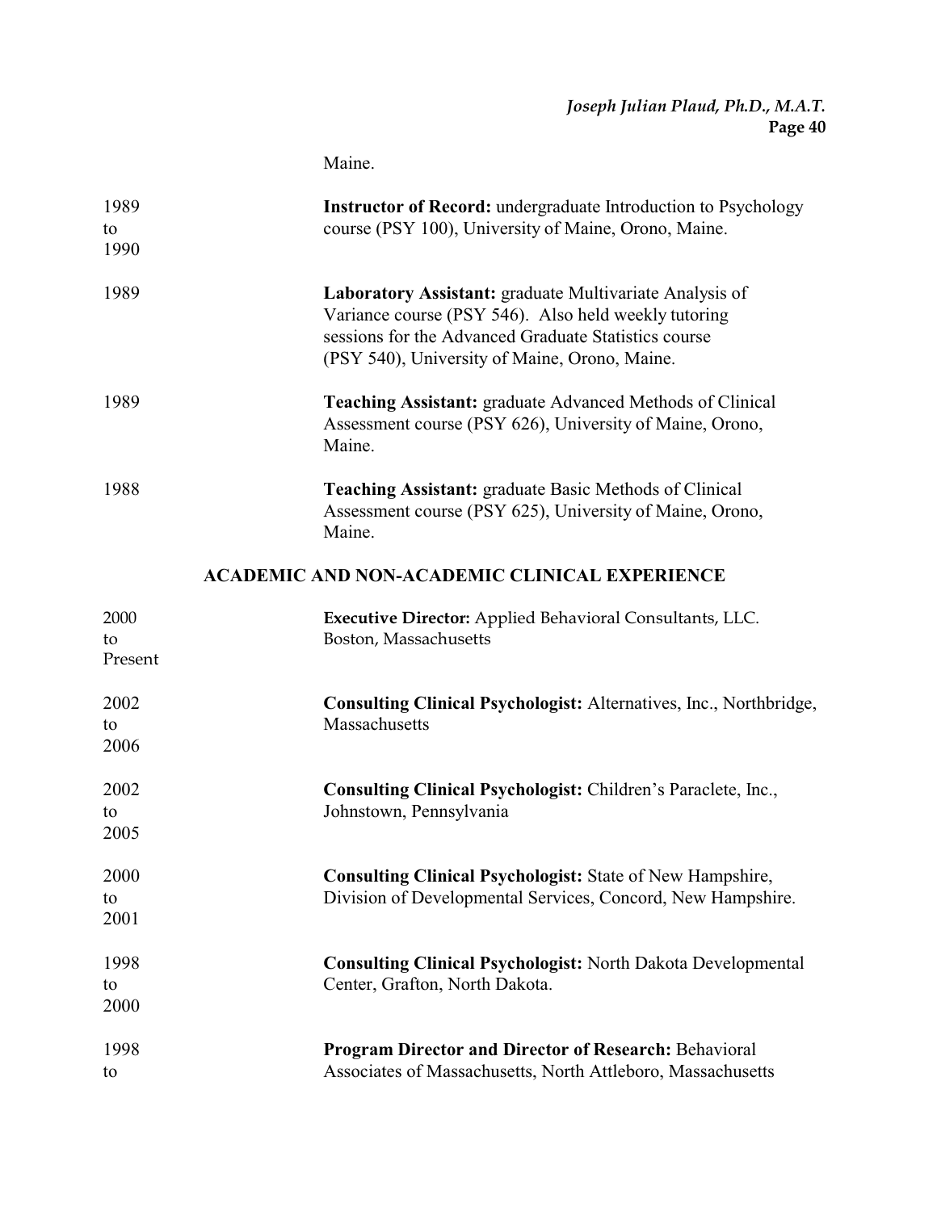Maine.

| | |
|---|---|
| 1989 to 1990 | **Instructor of Record:** undergraduate Introduction to Psychology course (PSY 100), University of Maine, Orono, Maine. |
| 1989 | **Laboratory Assistant:** graduate Multivariate Analysis of Variance course (PSY 546). Also held weekly tutoring sessions for the Advanced Graduate Statistics course (PSY 540), University of Maine, Orono, Maine. |
| 1989 | **Teaching Assistant:** graduate Advanced Methods of Clinical Assessment course (PSY 626), University of Maine, Orono, Maine. |
| 1988 | **Teaching Assistant:** graduate Basic Methods of Clinical Assessment course (PSY 625), University of Maine, Orono, Maine. |

## ACADEMIC AND NON-ACADEMIC CLINICAL EXPERIENCE

| | |
|---|---|
| 2000 to Present | **Executive Director:** Applied Behavioral Consultants, LLC. Boston, Massachusetts |
| 2002 to 2006 | **Consulting Clinical Psychologist:** Alternatives, Inc., Northbridge, Massachusetts |
| 2002 to 2005 | **Consulting Clinical Psychologist:** Children's Paraclete, Inc., Johnstown, Pennsylvania |
| 2000 to 2001 | **Consulting Clinical Psychologist:** State of New Hampshire, Division of Developmental Services, Concord, New Hampshire. |
| 1998 to 2000 | **Consulting Clinical Psychologist:** North Dakota Developmental Center, Grafton, North Dakota. |
| 1998 to | **Program Director and Director of Research:** Behavioral Associates of Massachusetts, North Attleboro, Massachusetts |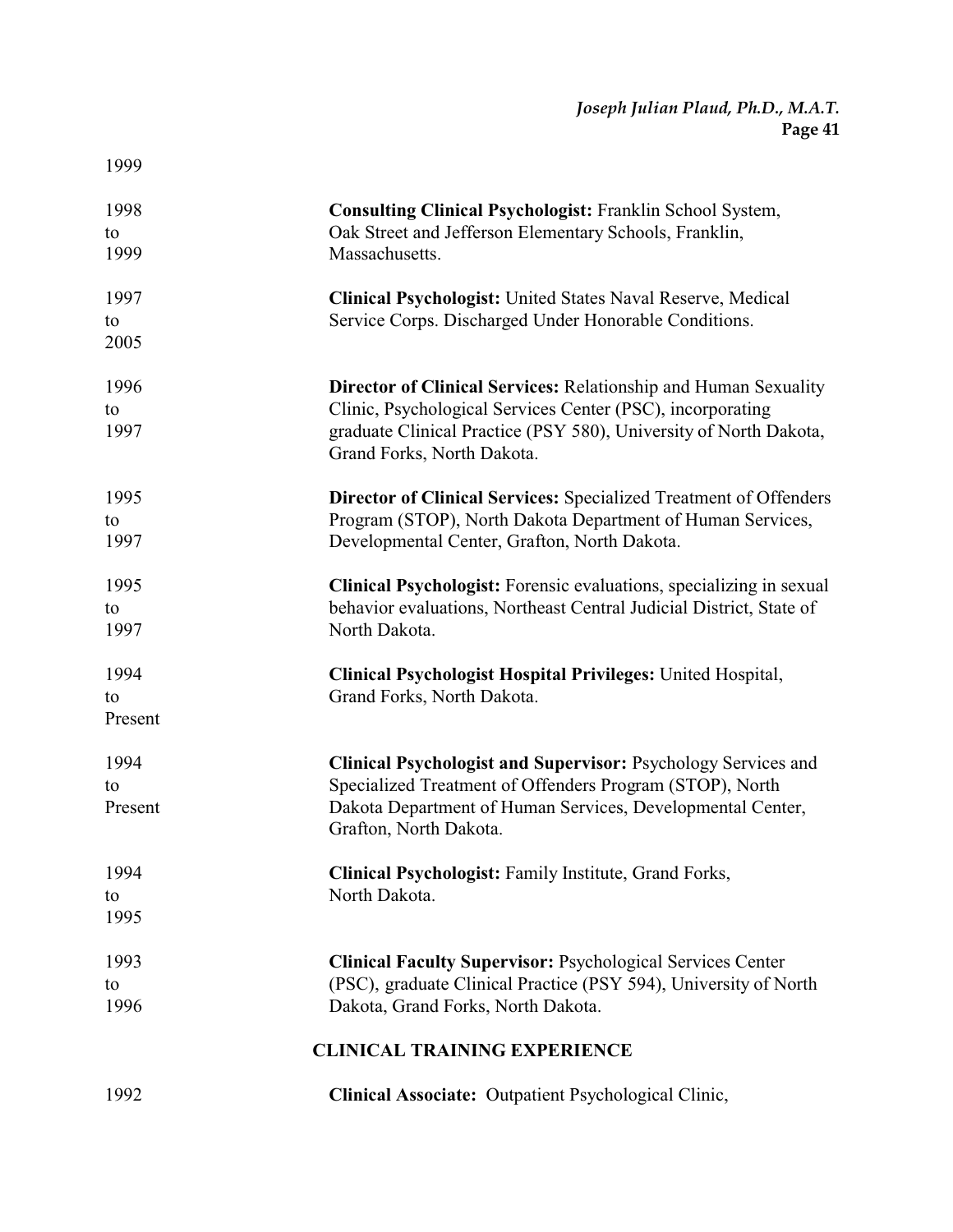1999

| | |
|---|---|
| 1998 to 1999 | **Consulting Clinical Psychologist:** Franklin School System, Oak Street and Jefferson Elementary Schools, Franklin, Massachusetts. |
| 1997 to 2005 | **Clinical Psychologist:** United States Naval Reserve, Medical Service Corps. Discharged Under Honorable Conditions. |
| 1996 to 1997 | **Director of Clinical Services:** Relationship and Human Sexuality Clinic, Psychological Services Center (PSC), incorporating graduate Clinical Practice (PSY 580), University of North Dakota, Grand Forks, North Dakota. |
| 1995 to 1997 | **Director of Clinical Services:** Specialized Treatment of Offenders Program (STOP), North Dakota Department of Human Services, Developmental Center, Grafton, North Dakota. |
| 1995 to 1997 | **Clinical Psychologist:** Forensic evaluations, specializing in sexual behavior evaluations, Northeast Central Judicial District, State of North Dakota. |
| 1994 to Present | **Clinical Psychologist Hospital Privileges:** United Hospital, Grand Forks, North Dakota. |
| 1994 to Present | **Clinical Psychologist and Supervisor:** Psychology Services and Specialized Treatment of Offenders Program (STOP), North Dakota Department of Human Services, Developmental Center, Grafton, North Dakota. |
| 1994 to 1995 | **Clinical Psychologist:** Family Institute, Grand Forks, North Dakota. |
| 1993 to 1996 | **Clinical Faculty Supervisor:** Psychological Services Center (PSC), graduate Clinical Practice (PSY 594), University of North Dakota, Grand Forks, North Dakota. |

## CLINICAL TRAINING EXPERIENCE

| | |
|---|---|
| 1992 | **Clinical Associate:** Outpatient Psychological Clinic, |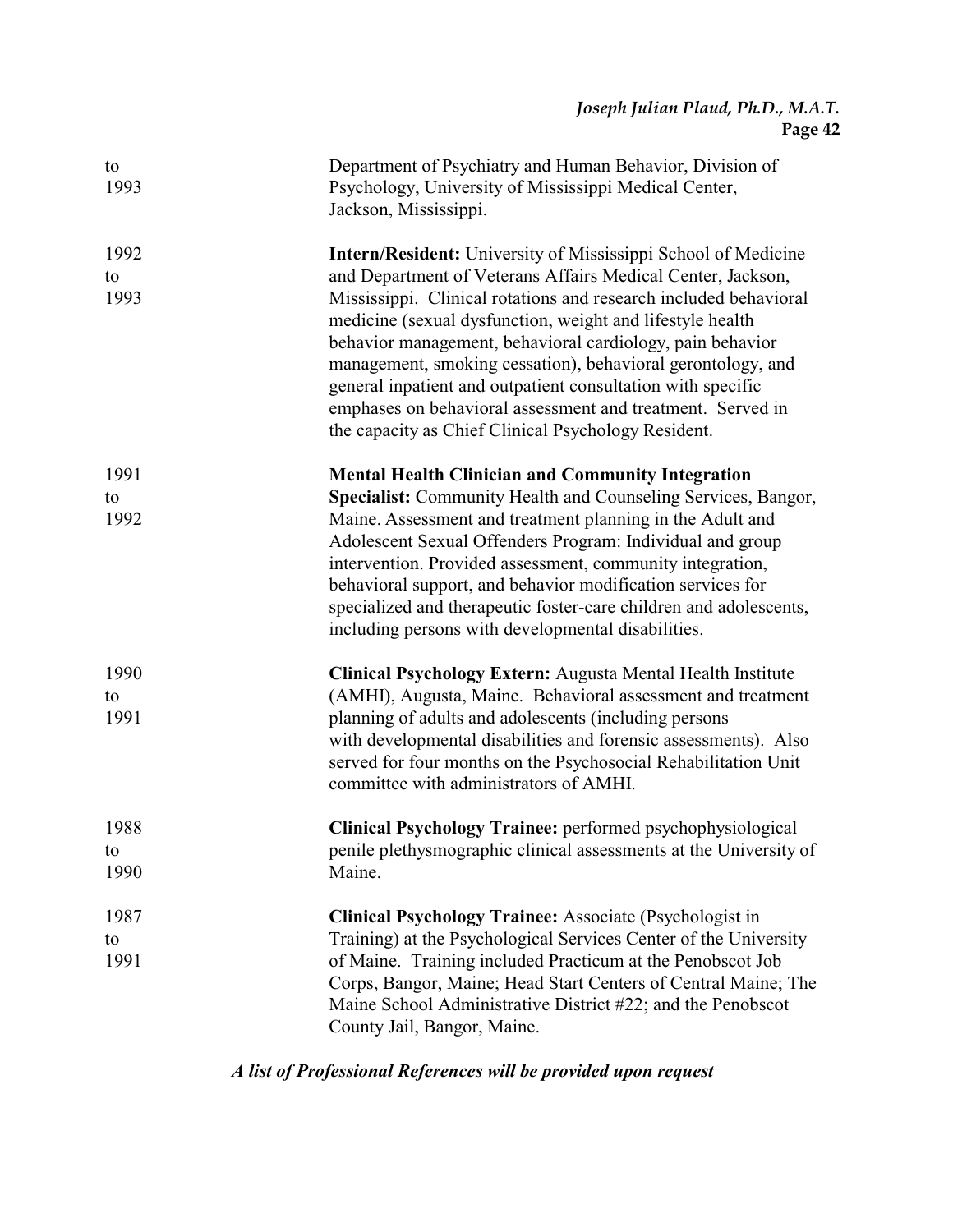| | |
|---|---|
| to 1993 | Department of Psychiatry and Human Behavior, Division of Psychology, University of Mississippi Medical Center, Jackson, Mississippi. |
| 1992 to 1993 | **Intern/Resident:** University of Mississippi School of Medicine and Department of Veterans Affairs Medical Center, Jackson, Mississippi. Clinical rotations and research included behavioral medicine (sexual dysfunction, weight and lifestyle health behavior management, behavioral cardiology, pain behavior management, smoking cessation), behavioral gerontology, and general inpatient and outpatient consultation with specific emphases on behavioral assessment and treatment. Served in the capacity as Chief Clinical Psychology Resident. |
| 1991 to 1992 | **Mental Health Clinician and Community Integration Specialist:** Community Health and Counseling Services, Bangor, Maine. Assessment and treatment planning in the Adult and Adolescent Sexual Offenders Program: Individual and group intervention. Provided assessment, community integration, behavioral support, and behavior modification services for specialized and therapeutic foster-care children and adolescents, including persons with developmental disabilities. |
| 1990 to 1991 | **Clinical Psychology Extern:** Augusta Mental Health Institute (AMHI), Augusta, Maine. Behavioral assessment and treatment planning of adults and adolescents (including persons with developmental disabilities and forensic assessments). Also served for four months on the Psychosocial Rehabilitation Unit committee with administrators of AMHI. |
| 1988 to 1990 | **Clinical Psychology Trainee:** performed psychophysiological penile plethysmographic clinical assessments at the University of Maine. |
| 1987 to 1991 | **Clinical Psychology Trainee:** Associate (Psychologist in Training) at the Psychological Services Center of the University of Maine. Training included Practicum at the Penobscot Job Corps, Bangor, Maine; Head Start Centers of Central Maine; The Maine School Administrative District #22; and the Penobscot County Jail, Bangor, Maine. |

***A list of Professional References will be provided upon request***